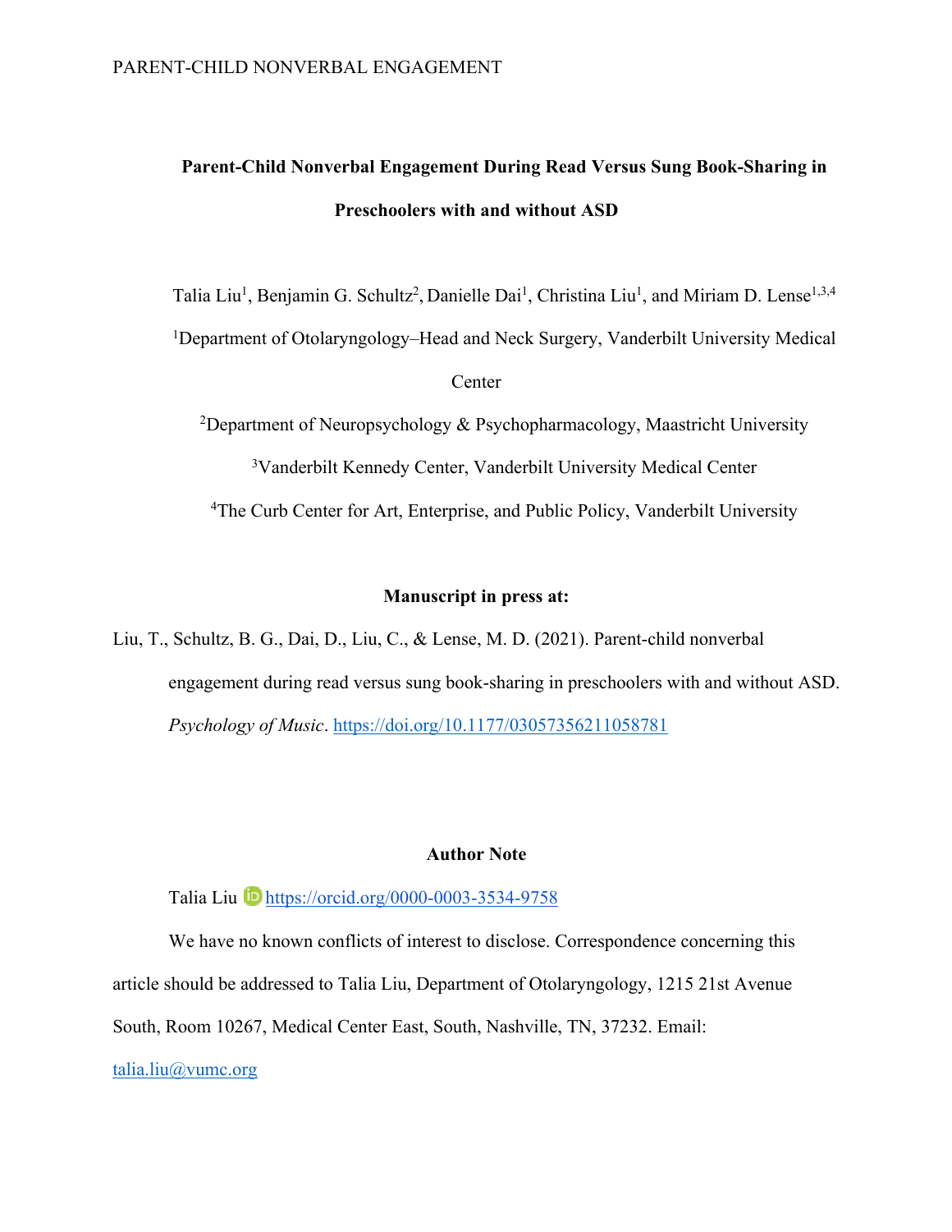# Parent-Child Nonverbal Engagement During Read Versus Sung Book-Sharing in Preschoolers with and without ASD

Talia Liu[1], Benjamin G. Schultz[2], Danielle Dai[1], Christina Liu[1], and Miriam D. Lense[1,3,4]

[1]Department of Otolaryngology–Head and Neck Surgery, Vanderbilt University Medical Center

[2]Department of Neuropsychology & Psychopharmacology, Maastricht University

[3]Vanderbilt Kennedy Center, Vanderbilt University Medical Center

[4]The Curb Center for Art, Enterprise, and Public Policy, Vanderbilt University

**Manuscript in press at:**

Liu, T., Schultz, B. G., Dai, D., Liu, C., & Lense, M. D. (2021). Parent-child nonverbal engagement during read versus sung book-sharing in preschoolers with and without ASD. *Psychology of Music*. https://doi.org/10.1177/03057356211058781

**Author Note**

Talia Liu https://orcid.org/0000-0003-3534-9758

We have no known conflicts of interest to disclose. Correspondence concerning this article should be addressed to Talia Liu, Department of Otolaryngology, 1215 21st Avenue South, Room 10267, Medical Center East, South, Nashville, TN, 37232. Email: talia.liu@vumc.org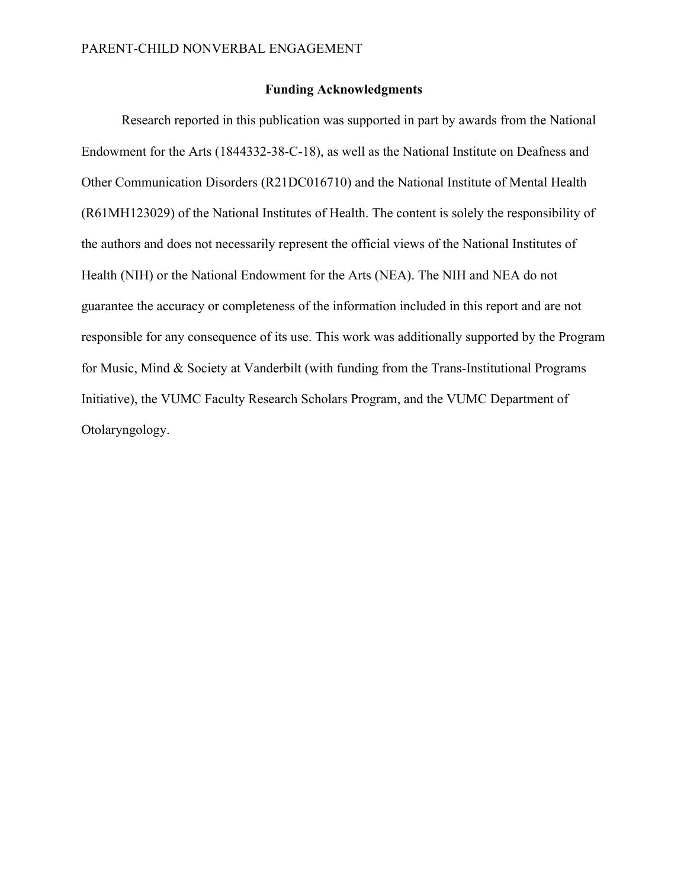## Funding Acknowledgments

Research reported in this publication was supported in part by awards from the National Endowment for the Arts (1844332-38-C-18), as well as the National Institute on Deafness and Other Communication Disorders (R21DC016710) and the National Institute of Mental Health (R61MH123029) of the National Institutes of Health. The content is solely the responsibility of the authors and does not necessarily represent the official views of the National Institutes of Health (NIH) or the National Endowment for the Arts (NEA). The NIH and NEA do not guarantee the accuracy or completeness of the information included in this report and are not responsible for any consequence of its use. This work was additionally supported by the Program for Music, Mind & Society at Vanderbilt (with funding from the Trans-Institutional Programs Initiative), the VUMC Faculty Research Scholars Program, and the VUMC Department of Otolaryngology.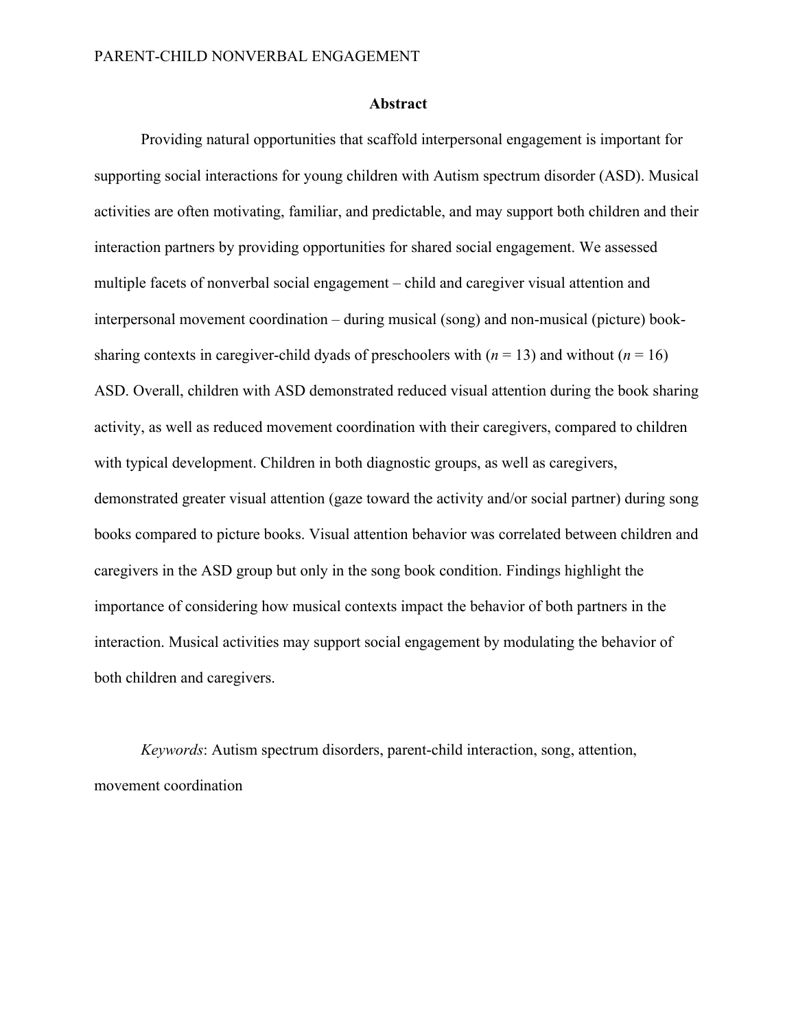# Abstract

Providing natural opportunities that scaffold interpersonal engagement is important for supporting social interactions for young children with Autism spectrum disorder (ASD). Musical activities are often motivating, familiar, and predictable, and may support both children and their interaction partners by providing opportunities for shared social engagement. We assessed multiple facets of nonverbal social engagement – child and caregiver visual attention and interpersonal movement coordination – during musical (song) and non-musical (picture) book-sharing contexts in caregiver-child dyads of preschoolers with ($n$ = 13) and without ($n$ = 16) ASD. Overall, children with ASD demonstrated reduced visual attention during the book sharing activity, as well as reduced movement coordination with their caregivers, compared to children with typical development. Children in both diagnostic groups, as well as caregivers, demonstrated greater visual attention (gaze toward the activity and/or social partner) during song books compared to picture books. Visual attention behavior was correlated between children and caregivers in the ASD group but only in the song book condition. Findings highlight the importance of considering how musical contexts impact the behavior of both partners in the interaction. Musical activities may support social engagement by modulating the behavior of both children and caregivers.

*Keywords*: Autism spectrum disorders, parent-child interaction, song, attention, movement coordination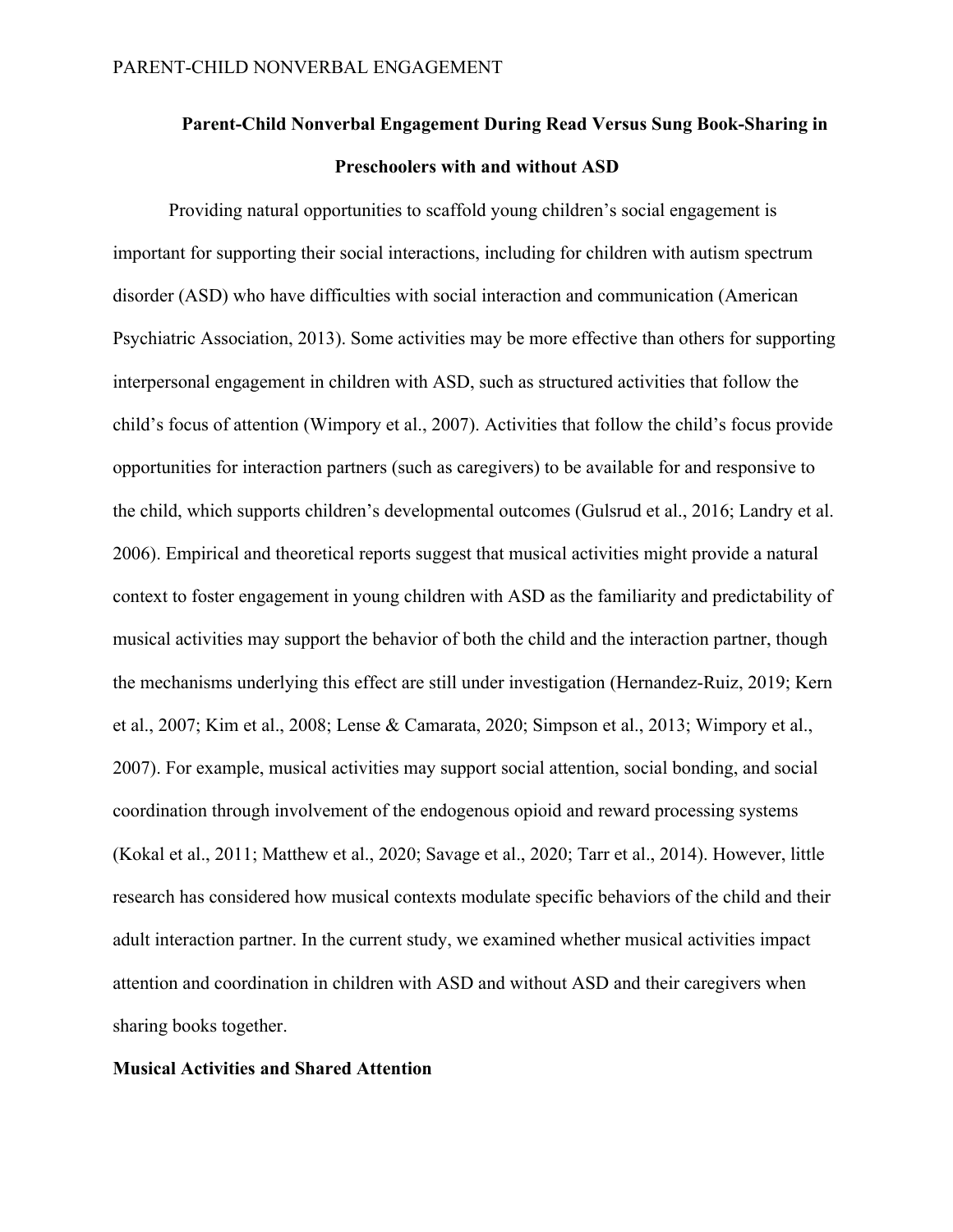## Parent-Child Nonverbal Engagement During Read Versus Sung Book-Sharing in Preschoolers with and without ASD

Providing natural opportunities to scaffold young children's social engagement is important for supporting their social interactions, including for children with autism spectrum disorder (ASD) who have difficulties with social interaction and communication (American Psychiatric Association, 2013). Some activities may be more effective than others for supporting interpersonal engagement in children with ASD, such as structured activities that follow the child's focus of attention (Wimpory et al., 2007). Activities that follow the child's focus provide opportunities for interaction partners (such as caregivers) to be available for and responsive to the child, which supports children's developmental outcomes (Gulsrud et al., 2016; Landry et al. 2006). Empirical and theoretical reports suggest that musical activities might provide a natural context to foster engagement in young children with ASD as the familiarity and predictability of musical activities may support the behavior of both the child and the interaction partner, though the mechanisms underlying this effect are still under investigation (Hernandez-Ruiz, 2019; Kern et al., 2007; Kim et al., 2008; Lense & Camarata, 2020; Simpson et al., 2013; Wimpory et al., 2007). For example, musical activities may support social attention, social bonding, and social coordination through involvement of the endogenous opioid and reward processing systems (Kokal et al., 2011; Matthew et al., 2020; Savage et al., 2020; Tarr et al., 2014). However, little research has considered how musical contexts modulate specific behaviors of the child and their adult interaction partner. In the current study, we examined whether musical activities impact attention and coordination in children with ASD and without ASD and their caregivers when sharing books together.

### Musical Activities and Shared Attention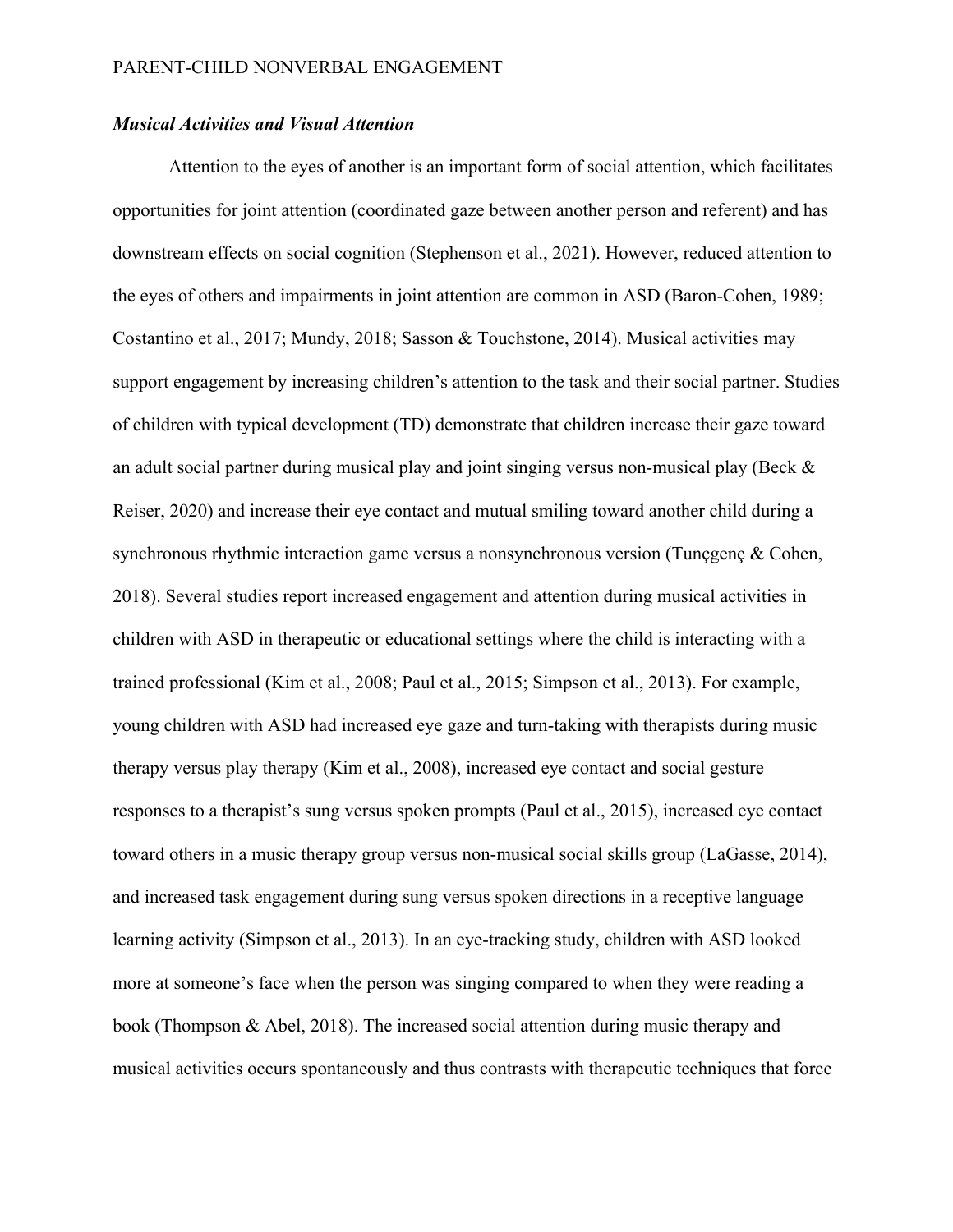### *Musical Activities and Visual Attention*

Attention to the eyes of another is an important form of social attention, which facilitates opportunities for joint attention (coordinated gaze between another person and referent) and has downstream effects on social cognition (Stephenson et al., 2021). However, reduced attention to the eyes of others and impairments in joint attention are common in ASD (Baron-Cohen, 1989; Costantino et al., 2017; Mundy, 2018; Sasson & Touchstone, 2014). Musical activities may support engagement by increasing children's attention to the task and their social partner. Studies of children with typical development (TD) demonstrate that children increase their gaze toward an adult social partner during musical play and joint singing versus non-musical play (Beck & Reiser, 2020) and increase their eye contact and mutual smiling toward another child during a synchronous rhythmic interaction game versus a nonsynchronous version (Tunçgenç & Cohen, 2018). Several studies report increased engagement and attention during musical activities in children with ASD in therapeutic or educational settings where the child is interacting with a trained professional (Kim et al., 2008; Paul et al., 2015; Simpson et al., 2013). For example, young children with ASD had increased eye gaze and turn-taking with therapists during music therapy versus play therapy (Kim et al., 2008), increased eye contact and social gesture responses to a therapist's sung versus spoken prompts (Paul et al., 2015), increased eye contact toward others in a music therapy group versus non-musical social skills group (LaGasse, 2014), and increased task engagement during sung versus spoken directions in a receptive language learning activity (Simpson et al., 2013). In an eye-tracking study, children with ASD looked more at someone's face when the person was singing compared to when they were reading a book (Thompson & Abel, 2018). The increased social attention during music therapy and musical activities occurs spontaneously and thus contrasts with therapeutic techniques that force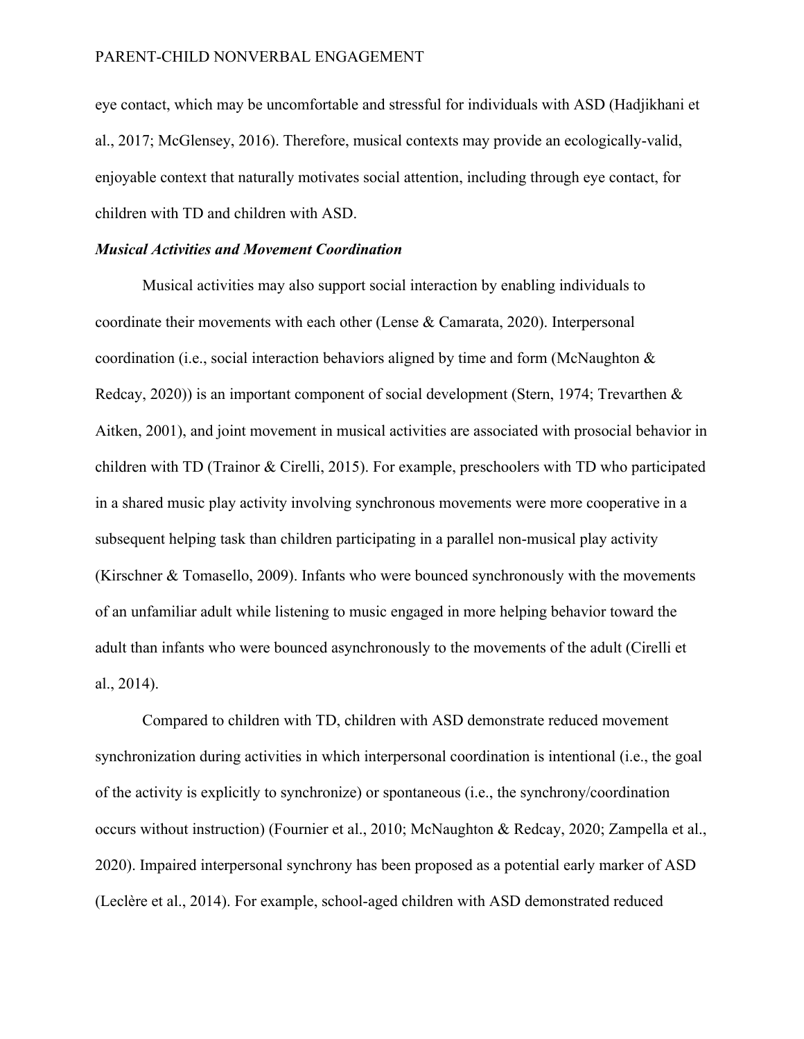eye contact, which may be uncomfortable and stressful for individuals with ASD (Hadjikhani et al., 2017; McGlensey, 2016). Therefore, musical contexts may provide an ecologically-valid, enjoyable context that naturally motivates social attention, including through eye contact, for children with TD and children with ASD.

### *Musical Activities and Movement Coordination*

Musical activities may also support social interaction by enabling individuals to coordinate their movements with each other (Lense & Camarata, 2020). Interpersonal coordination (i.e., social interaction behaviors aligned by time and form (McNaughton & Redcay, 2020)) is an important component of social development (Stern, 1974; Trevarthen & Aitken, 2001), and joint movement in musical activities are associated with prosocial behavior in children with TD (Trainor & Cirelli, 2015). For example, preschoolers with TD who participated in a shared music play activity involving synchronous movements were more cooperative in a subsequent helping task than children participating in a parallel non-musical play activity (Kirschner & Tomasello, 2009). Infants who were bounced synchronously with the movements of an unfamiliar adult while listening to music engaged in more helping behavior toward the adult than infants who were bounced asynchronously to the movements of the adult (Cirelli et al., 2014).

Compared to children with TD, children with ASD demonstrate reduced movement synchronization during activities in which interpersonal coordination is intentional (i.e., the goal of the activity is explicitly to synchronize) or spontaneous (i.e., the synchrony/coordination occurs without instruction) (Fournier et al., 2010; McNaughton & Redcay, 2020; Zampella et al., 2020). Impaired interpersonal synchrony has been proposed as a potential early marker of ASD (Leclère et al., 2014). For example, school-aged children with ASD demonstrated reduced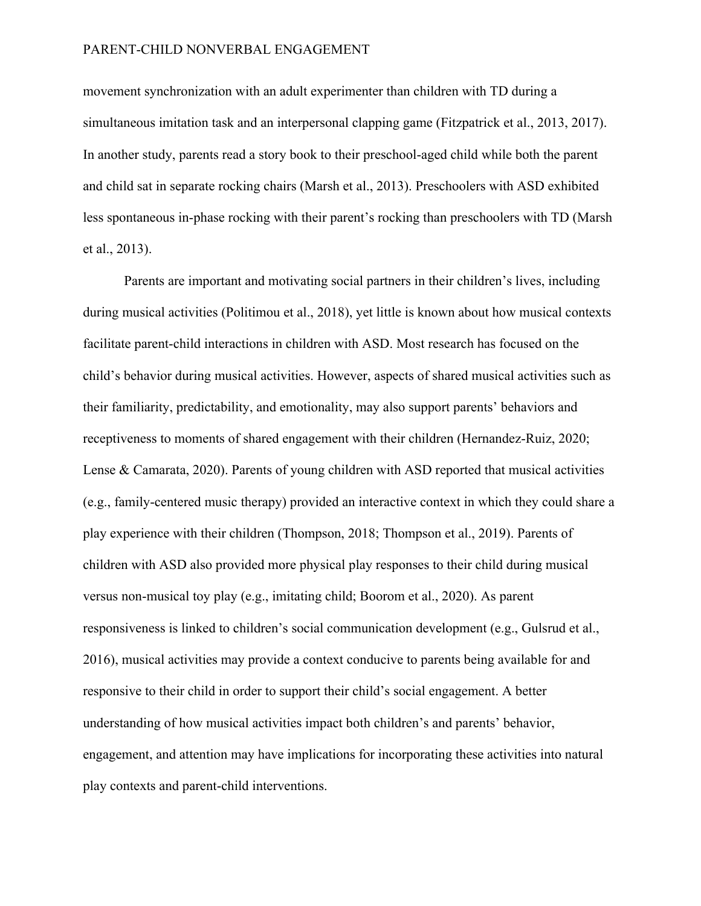movement synchronization with an adult experimenter than children with TD during a simultaneous imitation task and an interpersonal clapping game (Fitzpatrick et al., 2013, 2017). In another study, parents read a story book to their preschool-aged child while both the parent and child sat in separate rocking chairs (Marsh et al., 2013). Preschoolers with ASD exhibited less spontaneous in-phase rocking with their parent's rocking than preschoolers with TD (Marsh et al., 2013).

Parents are important and motivating social partners in their children's lives, including during musical activities (Politimou et al., 2018), yet little is known about how musical contexts facilitate parent-child interactions in children with ASD. Most research has focused on the child's behavior during musical activities. However, aspects of shared musical activities such as their familiarity, predictability, and emotionality, may also support parents' behaviors and receptiveness to moments of shared engagement with their children (Hernandez-Ruiz, 2020; Lense & Camarata, 2020). Parents of young children with ASD reported that musical activities (e.g., family-centered music therapy) provided an interactive context in which they could share a play experience with their children (Thompson, 2018; Thompson et al., 2019). Parents of children with ASD also provided more physical play responses to their child during musical versus non-musical toy play (e.g., imitating child; Boorom et al., 2020). As parent responsiveness is linked to children's social communication development (e.g., Gulsrud et al., 2016), musical activities may provide a context conducive to parents being available for and responsive to their child in order to support their child's social engagement. A better understanding of how musical activities impact both children's and parents' behavior, engagement, and attention may have implications for incorporating these activities into natural play contexts and parent-child interventions.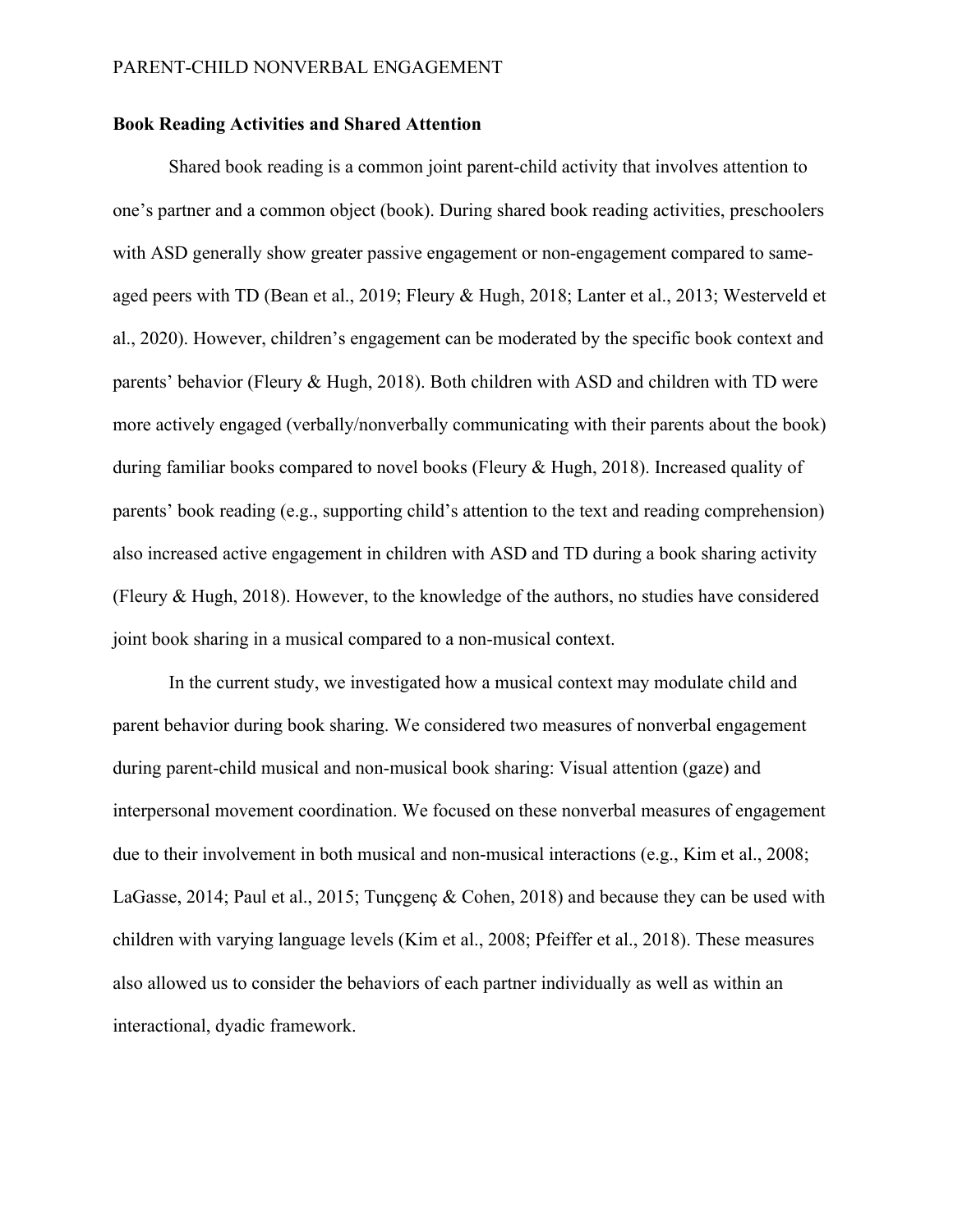**Book Reading Activities and Shared Attention**

Shared book reading is a common joint parent-child activity that involves attention to one's partner and a common object (book). During shared book reading activities, preschoolers with ASD generally show greater passive engagement or non-engagement compared to same-aged peers with TD (Bean et al., 2019; Fleury & Hugh, 2018; Lanter et al., 2013; Westerveld et al., 2020). However, children's engagement can be moderated by the specific book context and parents' behavior (Fleury & Hugh, 2018). Both children with ASD and children with TD were more actively engaged (verbally/nonverbally communicating with their parents about the book) during familiar books compared to novel books (Fleury & Hugh, 2018). Increased quality of parents' book reading (e.g., supporting child's attention to the text and reading comprehension) also increased active engagement in children with ASD and TD during a book sharing activity (Fleury & Hugh, 2018). However, to the knowledge of the authors, no studies have considered joint book sharing in a musical compared to a non-musical context.

In the current study, we investigated how a musical context may modulate child and parent behavior during book sharing. We considered two measures of nonverbal engagement during parent-child musical and non-musical book sharing: Visual attention (gaze) and interpersonal movement coordination. We focused on these nonverbal measures of engagement due to their involvement in both musical and non-musical interactions (e.g., Kim et al., 2008; LaGasse, 2014; Paul et al., 2015; Tunçgenç & Cohen, 2018) and because they can be used with children with varying language levels (Kim et al., 2008; Pfeiffer et al., 2018). These measures also allowed us to consider the behaviors of each partner individually as well as within an interactional, dyadic framework.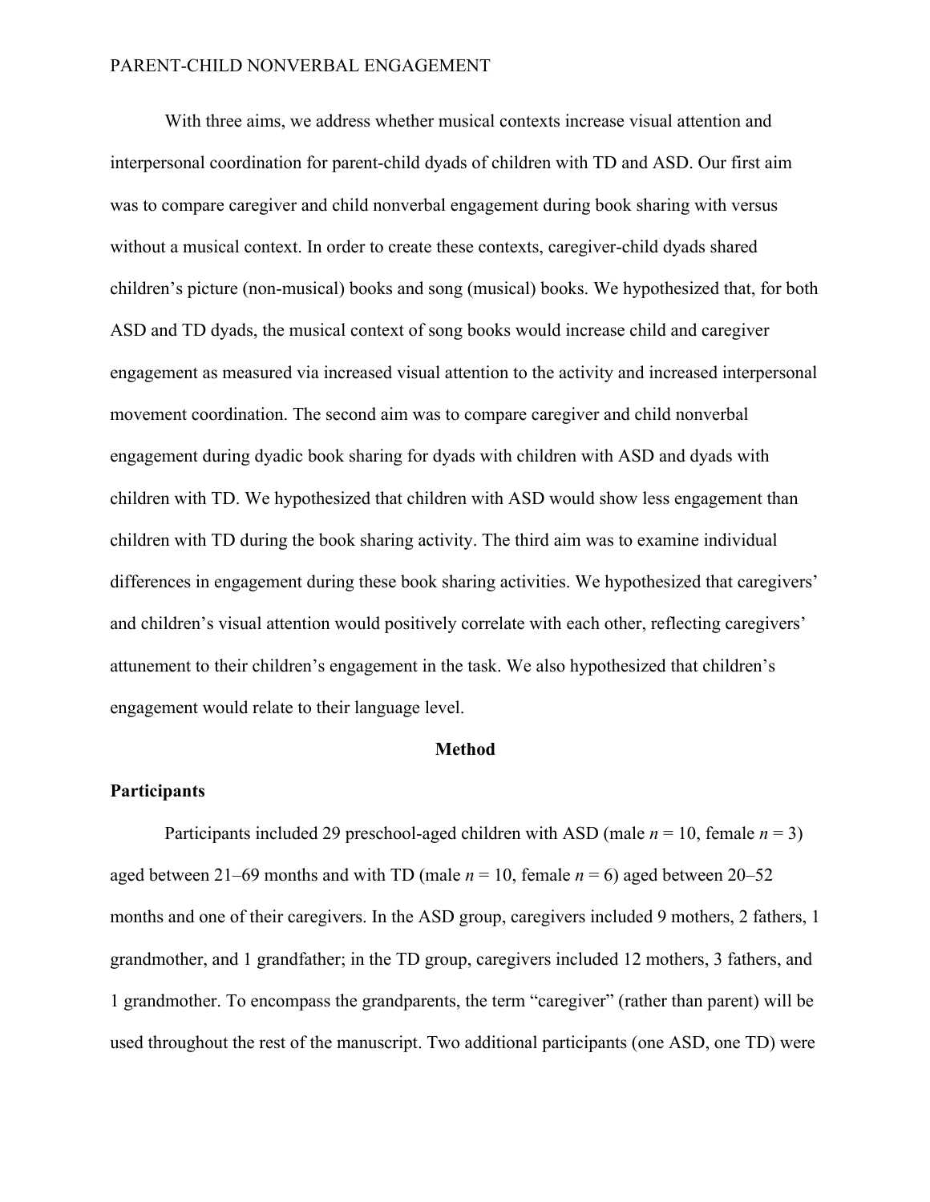With three aims, we address whether musical contexts increase visual attention and interpersonal coordination for parent-child dyads of children with TD and ASD. Our first aim was to compare caregiver and child nonverbal engagement during book sharing with versus without a musical context. In order to create these contexts, caregiver-child dyads shared children's picture (non-musical) books and song (musical) books. We hypothesized that, for both ASD and TD dyads, the musical context of song books would increase child and caregiver engagement as measured via increased visual attention to the activity and increased interpersonal movement coordination. The second aim was to compare caregiver and child nonverbal engagement during dyadic book sharing for dyads with children with ASD and dyads with children with TD. We hypothesized that children with ASD would show less engagement than children with TD during the book sharing activity. The third aim was to examine individual differences in engagement during these book sharing activities. We hypothesized that caregivers' and children's visual attention would positively correlate with each other, reflecting caregivers' attunement to their children's engagement in the task. We also hypothesized that children's engagement would relate to their language level.

## Method

### Participants

Participants included 29 preschool-aged children with ASD (male *n* = 10, female *n* = 3) aged between 21–69 months and with TD (male *n* = 10, female *n* = 6) aged between 20–52 months and one of their caregivers. In the ASD group, caregivers included 9 mothers, 2 fathers, 1 grandmother, and 1 grandfather; in the TD group, caregivers included 12 mothers, 3 fathers, and 1 grandmother. To encompass the grandparents, the term "caregiver" (rather than parent) will be used throughout the rest of the manuscript. Two additional participants (one ASD, one TD) were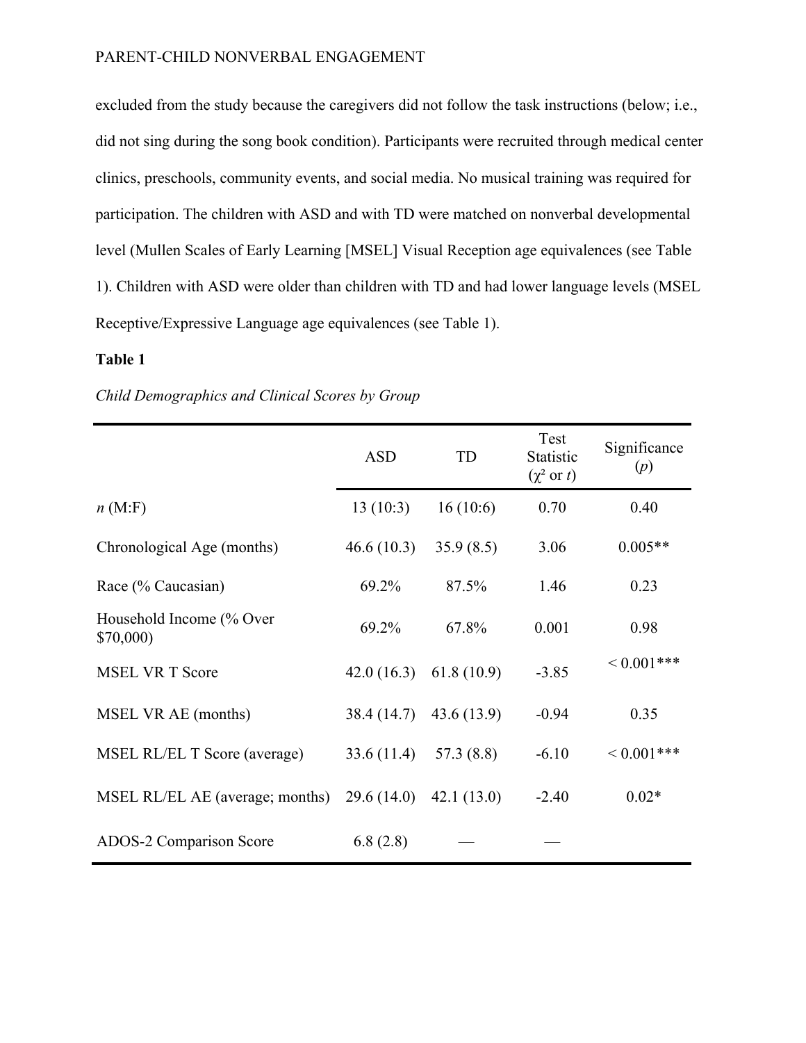excluded from the study because the caregivers did not follow the task instructions (below; i.e., did not sing during the song book condition). Participants were recruited through medical center clinics, preschools, community events, and social media. No musical training was required for participation. The children with ASD and with TD were matched on nonverbal developmental level (Mullen Scales of Early Learning [MSEL] Visual Reception age equivalences (see Table 1). Children with ASD were older than children with TD and had lower language levels (MSEL Receptive/Expressive Language age equivalences (see Table 1).

**Table 1**

*Child Demographics and Clinical Scores by Group*

| | ASD | TD | Test Statistic ($\chi^2$ or $t$) | Significance ($p$) |
|---|---|---|---|---|
| $n$ (M:F) | 13 (10:3) | 16 (10:6) | 0.70 | 0.40 |
| Chronological Age (months) | 46.6 (10.3) | 35.9 (8.5) | 3.06 | 0.005** |
| Race (% Caucasian) | 69.2% | 87.5% | 1.46 | 0.23 |
| Household Income (% Over $70,000) | 69.2% | 67.8% | 0.001 | 0.98 |
| MSEL VR T Score | 42.0 (16.3) | 61.8 (10.9) | -3.85 | < 0.001*** |
| MSEL VR AE (months) | 38.4 (14.7) | 43.6 (13.9) | -0.94 | 0.35 |
| MSEL RL/EL T Score (average) | 33.6 (11.4) | 57.3 (8.8) | -6.10 | < 0.001*** |
| MSEL RL/EL AE (average; months) | 29.6 (14.0) | 42.1 (13.0) | -2.40 | 0.02* |
| ADOS-2 Comparison Score | 6.8 (2.8) | — | — | |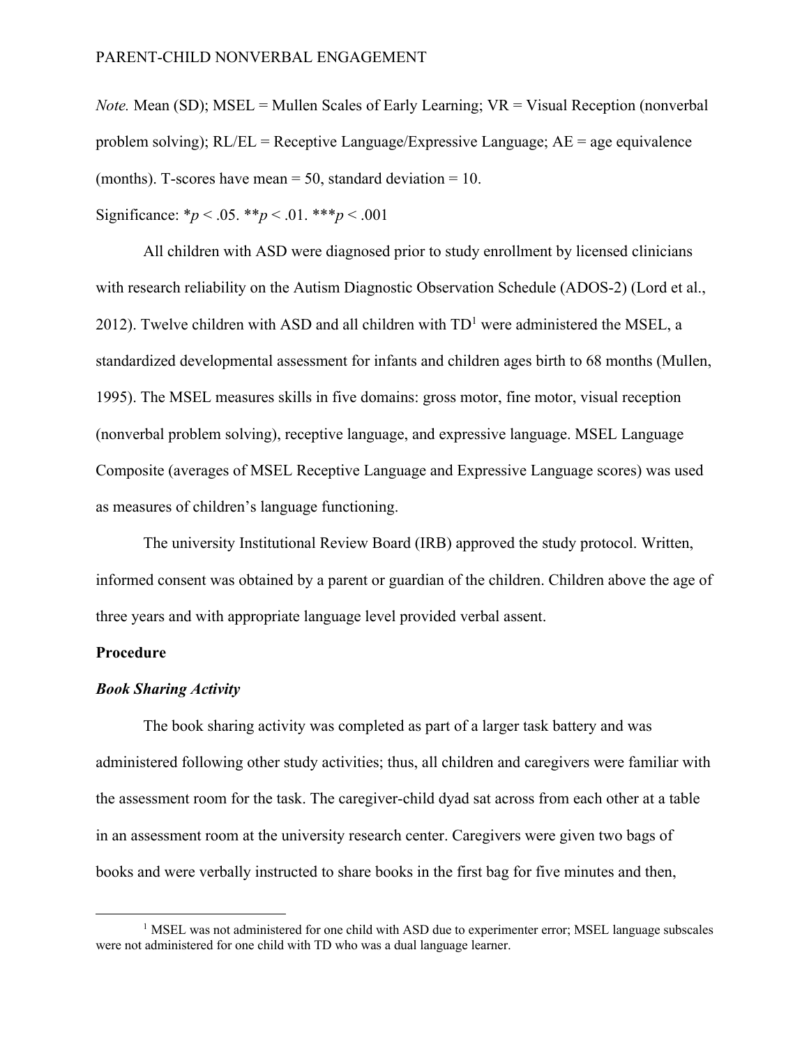*Note.* Mean (SD); MSEL = Mullen Scales of Early Learning; VR = Visual Reception (nonverbal problem solving); RL/EL = Receptive Language/Expressive Language; AE = age equivalence (months). T-scores have mean = 50, standard deviation = 10.

Significance: \**p* < .05. \*\**p* < .01. \*\*\**p* < .001

All children with ASD were diagnosed prior to study enrollment by licensed clinicians with research reliability on the Autism Diagnostic Observation Schedule (ADOS-2) (Lord et al., 2012). Twelve children with ASD and all children with TD[1] were administered the MSEL, a standardized developmental assessment for infants and children ages birth to 68 months (Mullen, 1995). The MSEL measures skills in five domains: gross motor, fine motor, visual reception (nonverbal problem solving), receptive language, and expressive language. MSEL Language Composite (averages of MSEL Receptive Language and Expressive Language scores) was used as measures of children's language functioning.

The university Institutional Review Board (IRB) approved the study protocol. Written, informed consent was obtained by a parent or guardian of the children. Children above the age of three years and with appropriate language level provided verbal assent.

**Procedure**

***Book Sharing Activity***

The book sharing activity was completed as part of a larger task battery and was administered following other study activities; thus, all children and caregivers were familiar with the assessment room for the task. The caregiver-child dyad sat across from each other at a table in an assessment room at the university research center. Caregivers were given two bags of books and were verbally instructed to share books in the first bag for five minutes and then,

[1] MSEL was not administered for one child with ASD due to experimenter error; MSEL language subscales were not administered for one child with TD who was a dual language learner.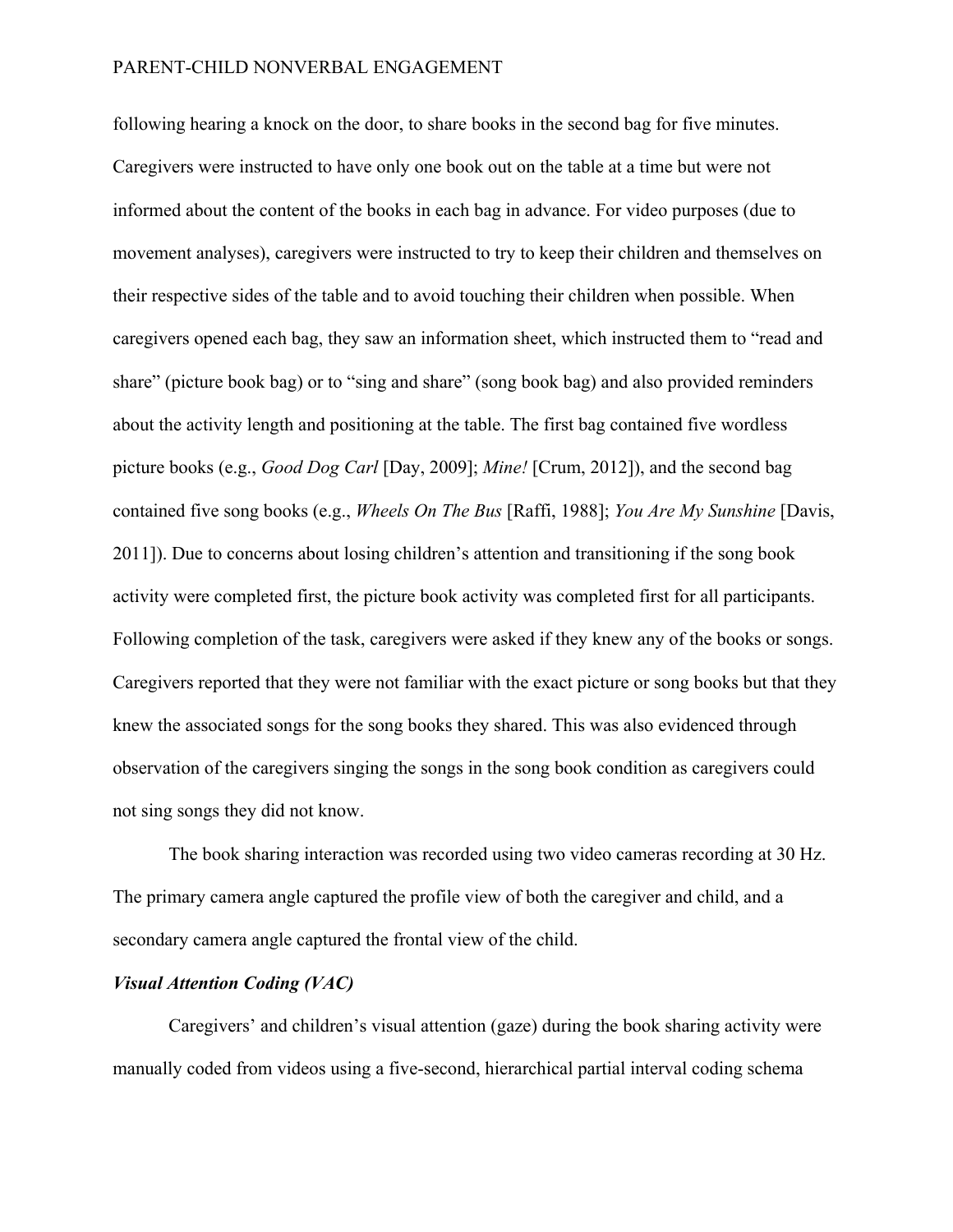following hearing a knock on the door, to share books in the second bag for five minutes. Caregivers were instructed to have only one book out on the table at a time but were not informed about the content of the books in each bag in advance. For video purposes (due to movement analyses), caregivers were instructed to try to keep their children and themselves on their respective sides of the table and to avoid touching their children when possible. When caregivers opened each bag, they saw an information sheet, which instructed them to "read and share" (picture book bag) or to "sing and share" (song book bag) and also provided reminders about the activity length and positioning at the table. The first bag contained five wordless picture books (e.g., *Good Dog Carl* [Day, 2009]; *Mine!* [Crum, 2012]), and the second bag contained five song books (e.g., *Wheels On The Bus* [Raffi, 1988]; *You Are My Sunshine* [Davis, 2011]). Due to concerns about losing children's attention and transitioning if the song book activity were completed first, the picture book activity was completed first for all participants. Following completion of the task, caregivers were asked if they knew any of the books or songs. Caregivers reported that they were not familiar with the exact picture or song books but that they knew the associated songs for the song books they shared. This was also evidenced through observation of the caregivers singing the songs in the song book condition as caregivers could not sing songs they did not know.

The book sharing interaction was recorded using two video cameras recording at 30 Hz. The primary camera angle captured the profile view of both the caregiver and child, and a secondary camera angle captured the frontal view of the child.

### *Visual Attention Coding (VAC)*

Caregivers' and children's visual attention (gaze) during the book sharing activity were manually coded from videos using a five-second, hierarchical partial interval coding schema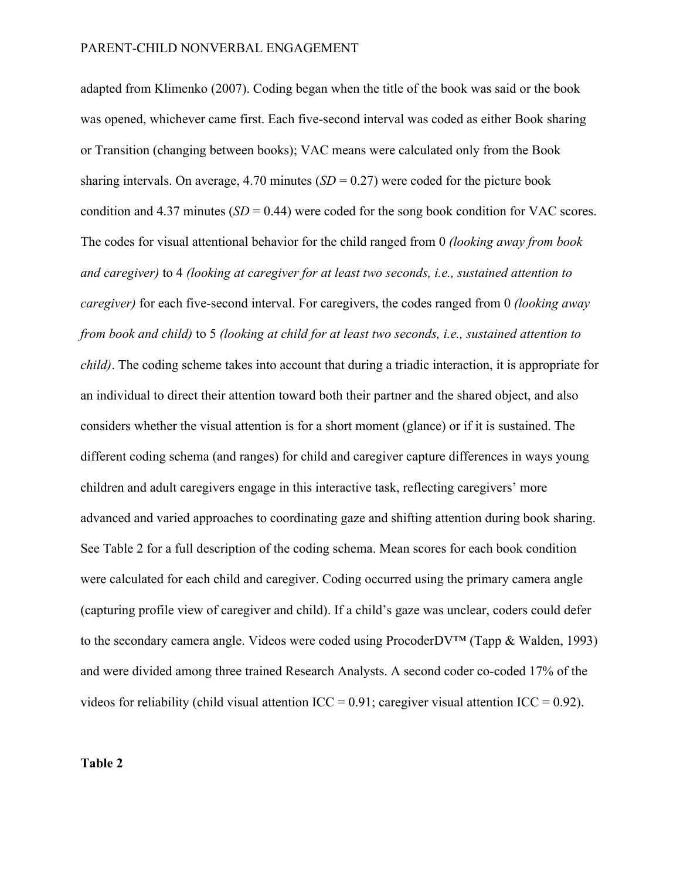adapted from Klimenko (2007). Coding began when the title of the book was said or the book was opened, whichever came first. Each five-second interval was coded as either Book sharing or Transition (changing between books); VAC means were calculated only from the Book sharing intervals. On average, 4.70 minutes (*SD* = 0.27) were coded for the picture book condition and 4.37 minutes (*SD* = 0.44) were coded for the song book condition for VAC scores. The codes for visual attentional behavior for the child ranged from 0 *(looking away from book and caregiver)* to 4 *(looking at caregiver for at least two seconds, i.e., sustained attention to caregiver)* for each five-second interval. For caregivers, the codes ranged from 0 *(looking away from book and child)* to 5 *(looking at child for at least two seconds, i.e., sustained attention to child)*. The coding scheme takes into account that during a triadic interaction, it is appropriate for an individual to direct their attention toward both their partner and the shared object, and also considers whether the visual attention is for a short moment (glance) or if it is sustained. The different coding schema (and ranges) for child and caregiver capture differences in ways young children and adult caregivers engage in this interactive task, reflecting caregivers' more advanced and varied approaches to coordinating gaze and shifting attention during book sharing. See Table 2 for a full description of the coding schema. Mean scores for each book condition were calculated for each child and caregiver. Coding occurred using the primary camera angle (capturing profile view of caregiver and child). If a child's gaze was unclear, coders could defer to the secondary camera angle. Videos were coded using ProcoderDV™ (Tapp & Walden, 1993) and were divided among three trained Research Analysts. A second coder co-coded 17% of the videos for reliability (child visual attention ICC = 0.91; caregiver visual attention ICC = 0.92).

**Table 2**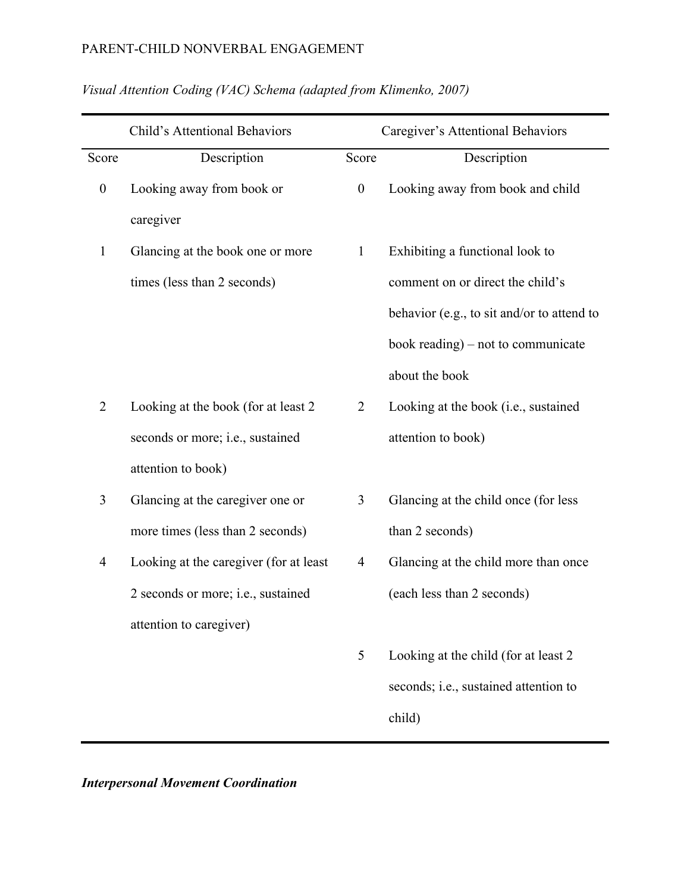*Visual Attention Coding (VAC) Schema (adapted from Klimenko, 2007)*

| Child's Attentional Behaviors | | Caregiver's Attentional Behaviors | |
|---|---|---|---|
| Score | Description | Score | Description |
| 0 | Looking away from book or caregiver | 0 | Looking away from book and child |
| 1 | Glancing at the book one or more times (less than 2 seconds) | 1 | Exhibiting a functional look to comment on or direct the child's behavior (e.g., to sit and/or to attend to book reading) – not to communicate about the book |
| 2 | Looking at the book (for at least 2 seconds or more; i.e., sustained attention to book) | 2 | Looking at the book (i.e., sustained attention to book) |
| 3 | Glancing at the caregiver one or more times (less than 2 seconds) | 3 | Glancing at the child once (for less than 2 seconds) |
| 4 | Looking at the caregiver (for at least 2 seconds or more; i.e., sustained attention to caregiver) | 4 | Glancing at the child more than once (each less than 2 seconds) |
| | | 5 | Looking at the child (for at least 2 seconds; i.e., sustained attention to child) |

***Interpersonal Movement Coordination***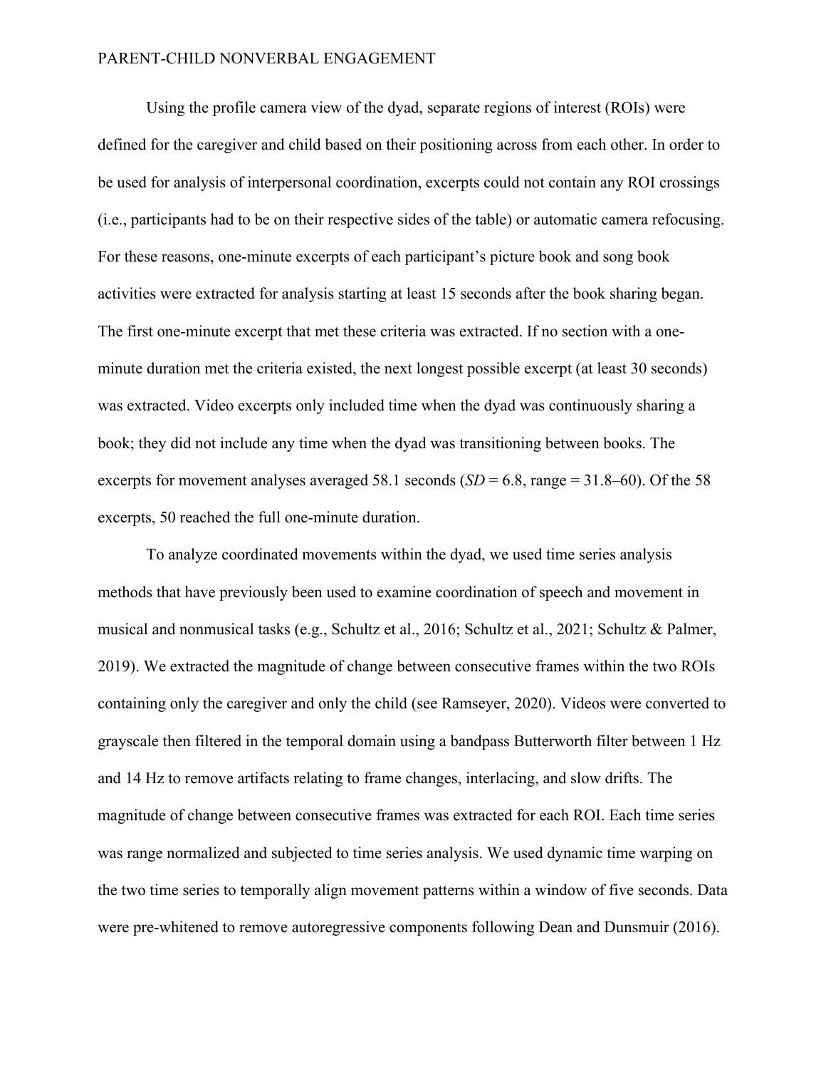Using the profile camera view of the dyad, separate regions of interest (ROIs) were defined for the caregiver and child based on their positioning across from each other. In order to be used for analysis of interpersonal coordination, excerpts could not contain any ROI crossings (i.e., participants had to be on their respective sides of the table) or automatic camera refocusing. For these reasons, one-minute excerpts of each participant's picture book and song book activities were extracted for analysis starting at least 15 seconds after the book sharing began. The first one-minute excerpt that met these criteria was extracted. If no section with a one-minute duration met the criteria existed, the next longest possible excerpt (at least 30 seconds) was extracted. Video excerpts only included time when the dyad was continuously sharing a book; they did not include any time when the dyad was transitioning between books. The excerpts for movement analyses averaged 58.1 seconds (*SD* = 6.8, range = 31.8–60). Of the 58 excerpts, 50 reached the full one-minute duration.

To analyze coordinated movements within the dyad, we used time series analysis methods that have previously been used to examine coordination of speech and movement in musical and nonmusical tasks (e.g., Schultz et al., 2016; Schultz et al., 2021; Schultz & Palmer, 2019). We extracted the magnitude of change between consecutive frames within the two ROIs containing only the caregiver and only the child (see Ramseyer, 2020). Videos were converted to grayscale then filtered in the temporal domain using a bandpass Butterworth filter between 1 Hz and 14 Hz to remove artifacts relating to frame changes, interlacing, and slow drifts. The magnitude of change between consecutive frames was extracted for each ROI. Each time series was range normalized and subjected to time series analysis. We used dynamic time warping on the two time series to temporally align movement patterns within a window of five seconds. Data were pre-whitened to remove autoregressive components following Dean and Dunsmuir (2016).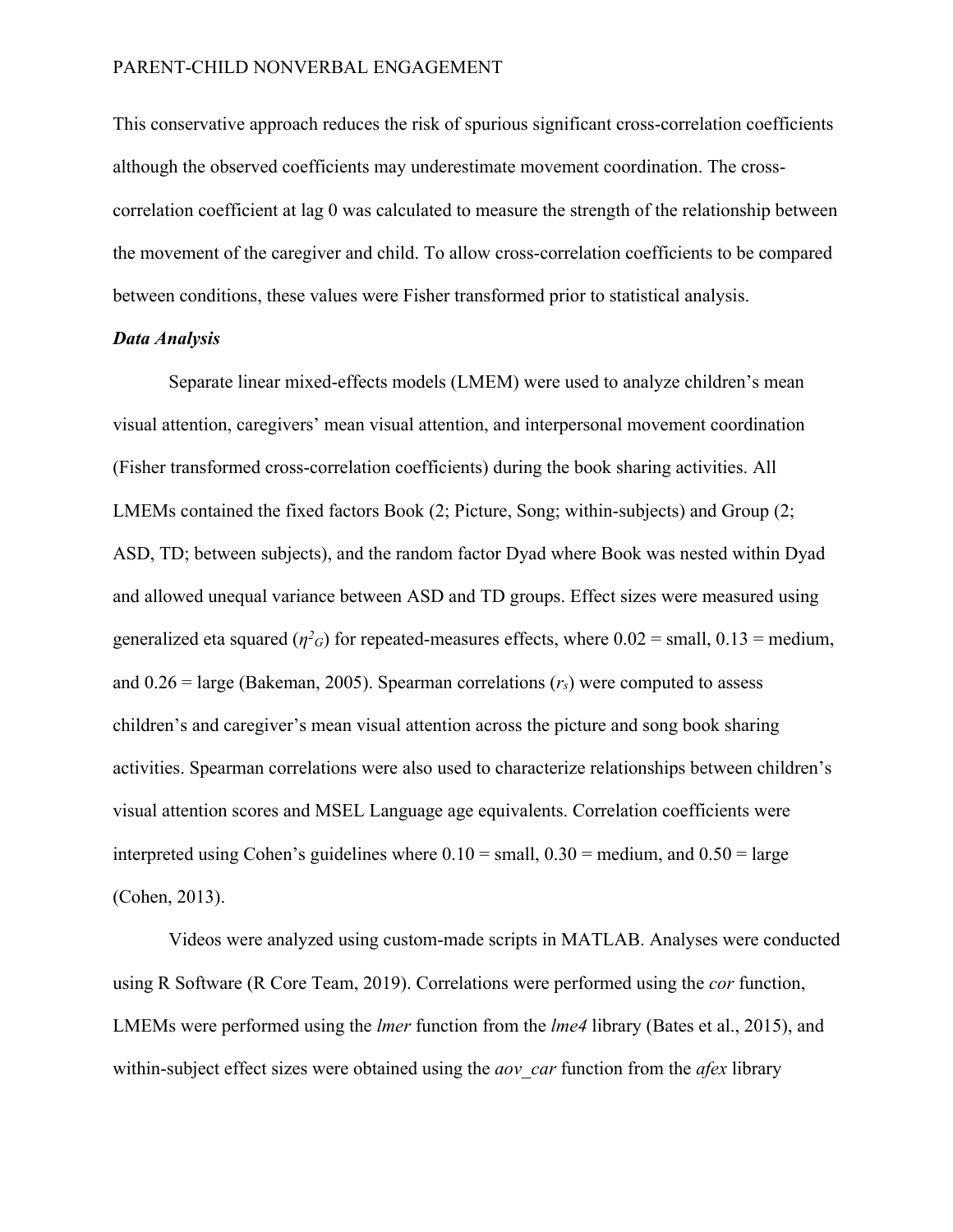This conservative approach reduces the risk of spurious significant cross-correlation coefficients although the observed coefficients may underestimate movement coordination. The cross-correlation coefficient at lag 0 was calculated to measure the strength of the relationship between the movement of the caregiver and child. To allow cross-correlation coefficients to be compared between conditions, these values were Fisher transformed prior to statistical analysis.

***Data Analysis***

Separate linear mixed-effects models (LMEM) were used to analyze children's mean visual attention, caregivers' mean visual attention, and interpersonal movement coordination (Fisher transformed cross-correlation coefficients) during the book sharing activities. All LMEMs contained the fixed factors Book (2; Picture, Song; within-subjects) and Group (2; ASD, TD; between subjects), and the random factor Dyad where Book was nested within Dyad and allowed unequal variance between ASD and TD groups. Effect sizes were measured using generalized eta squared ($\eta^2_G$) for repeated-measures effects, where 0.02 = small, 0.13 = medium, and 0.26 = large (Bakeman, 2005). Spearman correlations ($r_s$) were computed to assess children's and caregiver's mean visual attention across the picture and song book sharing activities. Spearman correlations were also used to characterize relationships between children's visual attention scores and MSEL Language age equivalents. Correlation coefficients were interpreted using Cohen's guidelines where 0.10 = small, 0.30 = medium, and 0.50 = large (Cohen, 2013).

Videos were analyzed using custom-made scripts in MATLAB. Analyses were conducted using R Software (R Core Team, 2019). Correlations were performed using the *cor* function, LMEMs were performed using the *lmer* function from the *lme4* library (Bates et al., 2015), and within-subject effect sizes were obtained using the *aov_car* function from the *afex* library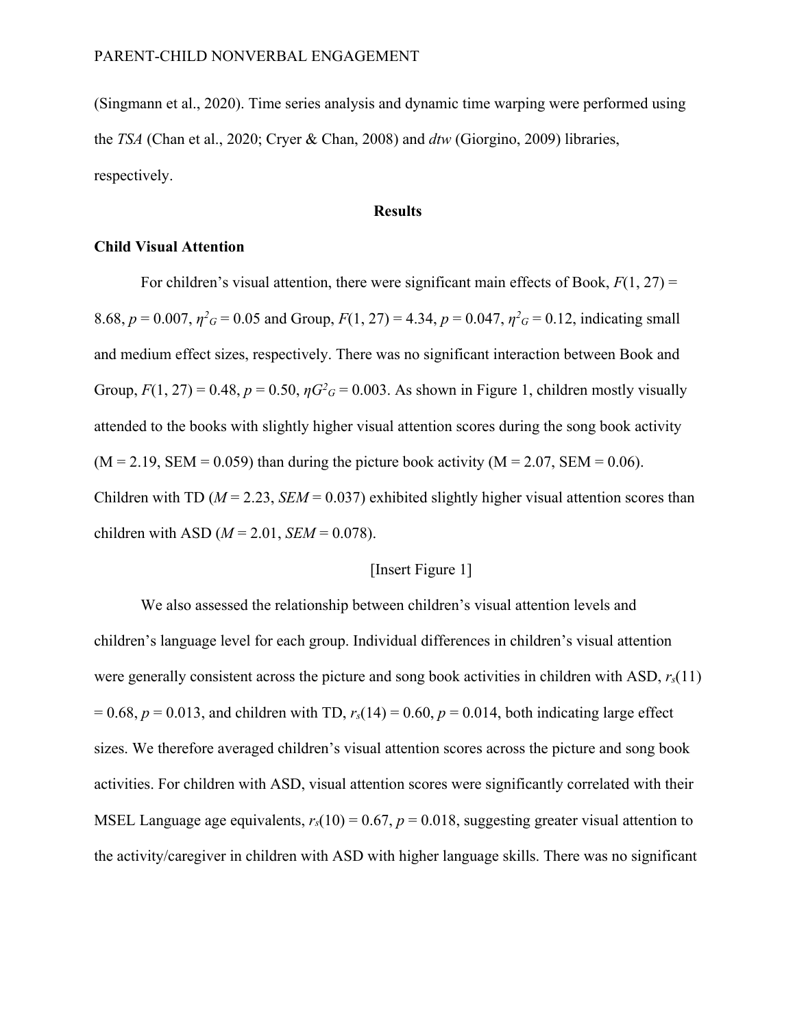(Singmann et al., 2020). Time series analysis and dynamic time warping were performed using the *TSA* (Chan et al., 2020; Cryer & Chan, 2008) and *dtw* (Giorgino, 2009) libraries, respectively.

## Results

### Child Visual Attention

For children's visual attention, there were significant main effects of Book, $F(1, 27) = 8.68$, $p = 0.007$, $\eta^2_G = 0.05$ and Group, $F(1, 27) = 4.34$, $p = 0.047$, $\eta^2_G = 0.12$, indicating small and medium effect sizes, respectively. There was no significant interaction between Book and Group, $F(1, 27) = 0.48$, $p = 0.50$, $\eta G^2_G = 0.003$. As shown in Figure 1, children mostly visually attended to the books with slightly higher visual attention scores during the song book activity (M = 2.19, SEM = 0.059) than during the picture book activity (M = 2.07, SEM = 0.06). Children with TD (*M* = 2.23, *SEM* = 0.037) exhibited slightly higher visual attention scores than children with ASD (*M* = 2.01, *SEM* = 0.078).

[Insert Figure 1]

We also assessed the relationship between children's visual attention levels and children's language level for each group. Individual differences in children's visual attention were generally consistent across the picture and song book activities in children with ASD, $r_s(11) = 0.68$, $p = 0.013$, and children with TD, $r_s(14) = 0.60$, $p = 0.014$, both indicating large effect sizes. We therefore averaged children's visual attention scores across the picture and song book activities. For children with ASD, visual attention scores were significantly correlated with their MSEL Language age equivalents, $r_s(10) = 0.67$, $p = 0.018$, suggesting greater visual attention to the activity/caregiver in children with ASD with higher language skills. There was no significant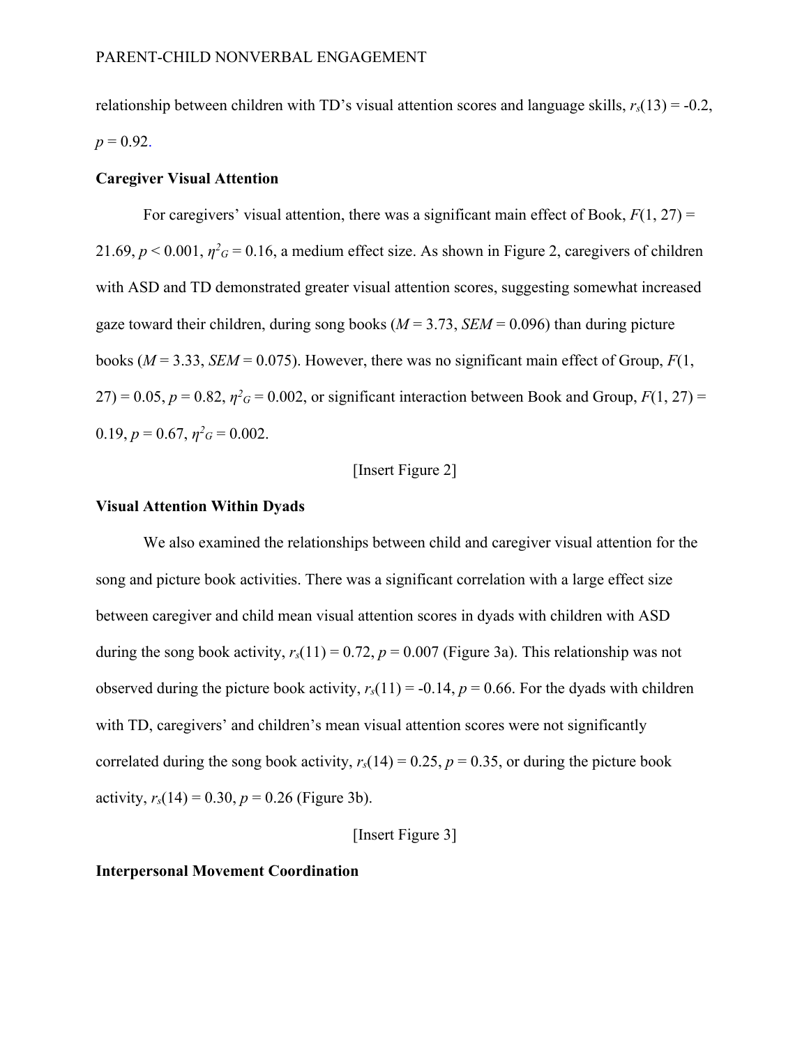relationship between children with TD's visual attention scores and language skills, $r_s(13) = -0.2$, $p = 0.92$.

## Caregiver Visual Attention

For caregivers' visual attention, there was a significant main effect of Book, $F(1, 27) = 21.69$, $p < 0.001$, $\eta^2_G = 0.16$, a medium effect size. As shown in Figure 2, caregivers of children with ASD and TD demonstrated greater visual attention scores, suggesting somewhat increased gaze toward their children, during song books ($M = 3.73$, $SEM = 0.096$) than during picture books ($M = 3.33$, $SEM = 0.075$). However, there was no significant main effect of Group, $F(1, 27) = 0.05$, $p = 0.82$, $\eta^2_G = 0.002$, or significant interaction between Book and Group, $F(1, 27) = 0.19$, $p = 0.67$, $\eta^2_G = 0.002$.

[Insert Figure 2]

## Visual Attention Within Dyads

We also examined the relationships between child and caregiver visual attention for the song and picture book activities. There was a significant correlation with a large effect size between caregiver and child mean visual attention scores in dyads with children with ASD during the song book activity, $r_s(11) = 0.72$, $p = 0.007$ (Figure 3a). This relationship was not observed during the picture book activity, $r_s(11) = -0.14$, $p = 0.66$. For the dyads with children with TD, caregivers' and children's mean visual attention scores were not significantly correlated during the song book activity, $r_s(14) = 0.25$, $p = 0.35$, or during the picture book activity, $r_s(14) = 0.30$, $p = 0.26$ (Figure 3b).

[Insert Figure 3]

## Interpersonal Movement Coordination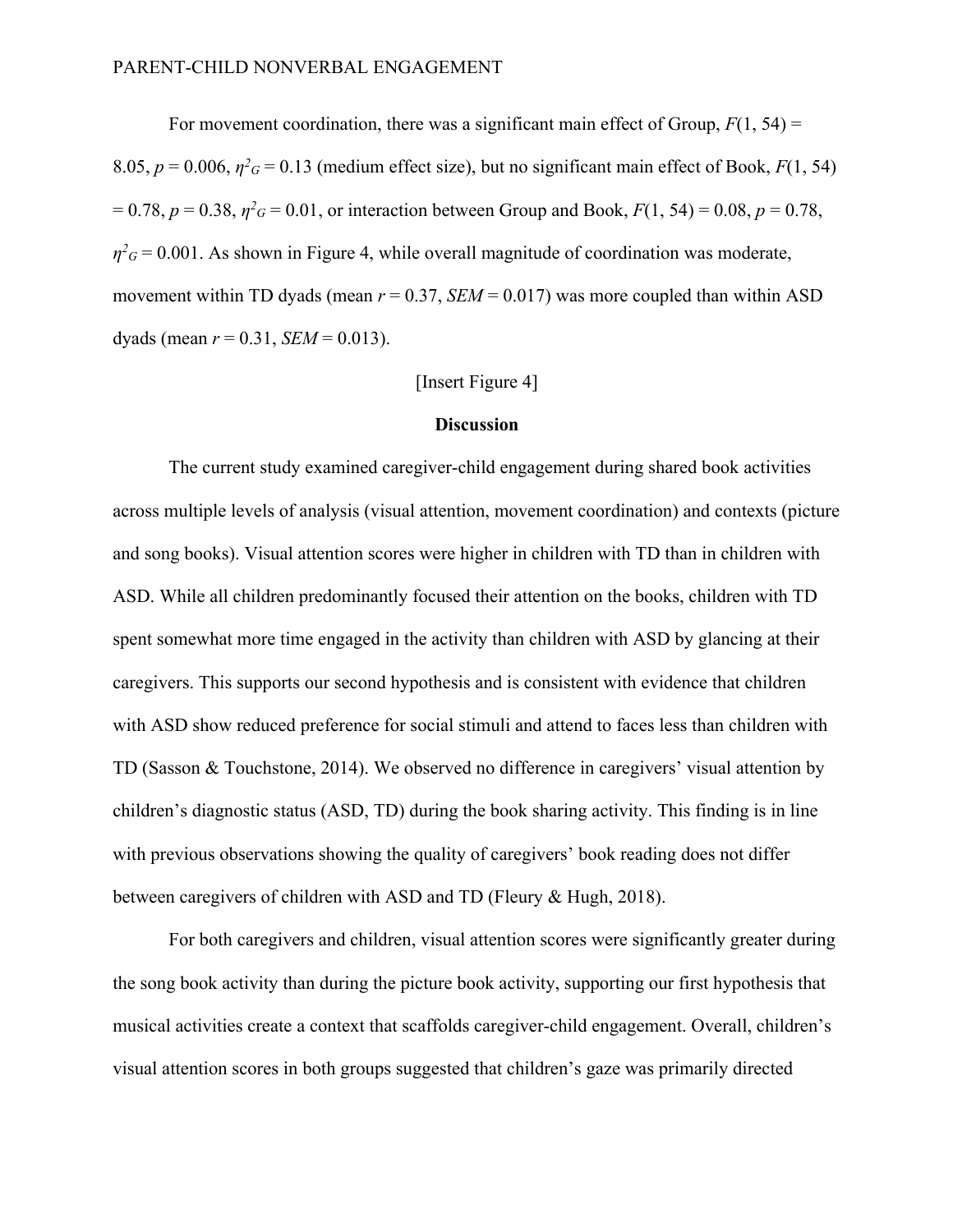For movement coordination, there was a significant main effect of Group, $F(1, 54) = 8.05$, $p = 0.006$, $\eta^2_G = 0.13$ (medium effect size), but no significant main effect of Book, $F(1, 54) = 0.78$, $p = 0.38$, $\eta^2_G = 0.01$, or interaction between Group and Book, $F(1, 54) = 0.08$, $p = 0.78$, $\eta^2_G = 0.001$. As shown in Figure 4, while overall magnitude of coordination was moderate, movement within TD dyads (mean $r = 0.37$, $SEM = 0.017$) was more coupled than within ASD dyads (mean $r = 0.31$, $SEM = 0.013$).

[Insert Figure 4]

## Discussion

The current study examined caregiver-child engagement during shared book activities across multiple levels of analysis (visual attention, movement coordination) and contexts (picture and song books). Visual attention scores were higher in children with TD than in children with ASD. While all children predominantly focused their attention on the books, children with TD spent somewhat more time engaged in the activity than children with ASD by glancing at their caregivers. This supports our second hypothesis and is consistent with evidence that children with ASD show reduced preference for social stimuli and attend to faces less than children with TD (Sasson & Touchstone, 2014). We observed no difference in caregivers' visual attention by children's diagnostic status (ASD, TD) during the book sharing activity. This finding is in line with previous observations showing the quality of caregivers' book reading does not differ between caregivers of children with ASD and TD (Fleury & Hugh, 2018).

For both caregivers and children, visual attention scores were significantly greater during the song book activity than during the picture book activity, supporting our first hypothesis that musical activities create a context that scaffolds caregiver-child engagement. Overall, children's visual attention scores in both groups suggested that children's gaze was primarily directed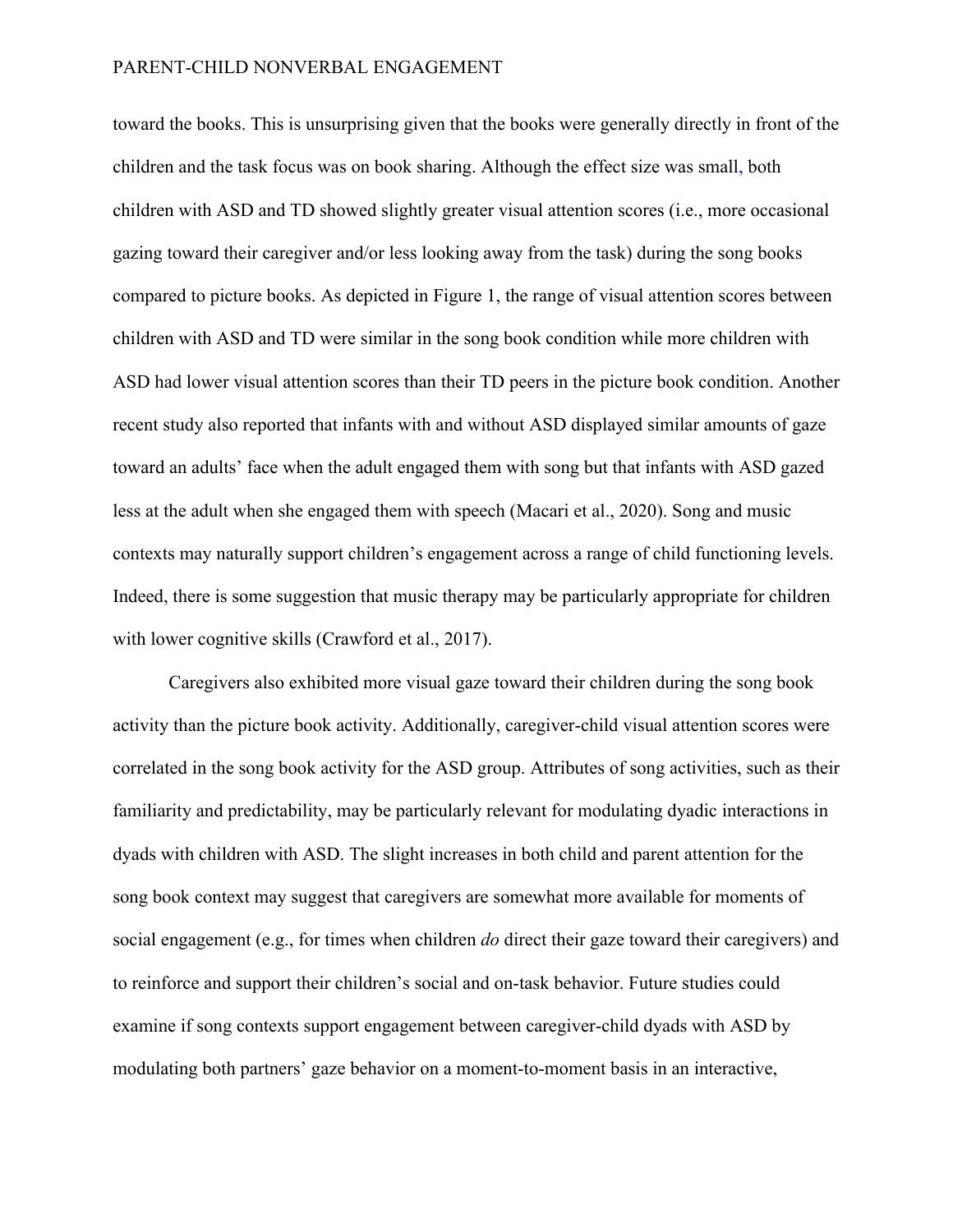toward the books. This is unsurprising given that the books were generally directly in front of the children and the task focus was on book sharing. Although the effect size was small, both children with ASD and TD showed slightly greater visual attention scores (i.e., more occasional gazing toward their caregiver and/or less looking away from the task) during the song books compared to picture books. As depicted in Figure 1, the range of visual attention scores between children with ASD and TD were similar in the song book condition while more children with ASD had lower visual attention scores than their TD peers in the picture book condition. Another recent study also reported that infants with and without ASD displayed similar amounts of gaze toward an adults' face when the adult engaged them with song but that infants with ASD gazed less at the adult when she engaged them with speech (Macari et al., 2020). Song and music contexts may naturally support children's engagement across a range of child functioning levels. Indeed, there is some suggestion that music therapy may be particularly appropriate for children with lower cognitive skills (Crawford et al., 2017).

Caregivers also exhibited more visual gaze toward their children during the song book activity than the picture book activity. Additionally, caregiver-child visual attention scores were correlated in the song book activity for the ASD group. Attributes of song activities, such as their familiarity and predictability, may be particularly relevant for modulating dyadic interactions in dyads with children with ASD. The slight increases in both child and parent attention for the song book context may suggest that caregivers are somewhat more available for moments of social engagement (e.g., for times when children *do* direct their gaze toward their caregivers) and to reinforce and support their children's social and on-task behavior. Future studies could examine if song contexts support engagement between caregiver-child dyads with ASD by modulating both partners' gaze behavior on a moment-to-moment basis in an interactive,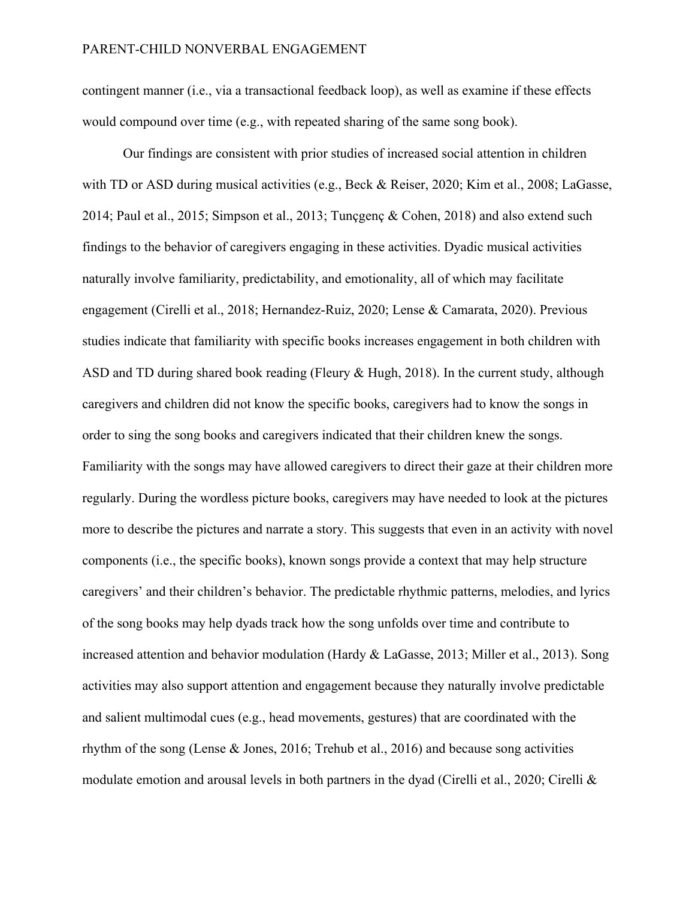contingent manner (i.e., via a transactional feedback loop), as well as examine if these effects would compound over time (e.g., with repeated sharing of the same song book).

Our findings are consistent with prior studies of increased social attention in children with TD or ASD during musical activities (e.g., Beck & Reiser, 2020; Kim et al., 2008; LaGasse, 2014; Paul et al., 2015; Simpson et al., 2013; Tunçgenç & Cohen, 2018) and also extend such findings to the behavior of caregivers engaging in these activities. Dyadic musical activities naturally involve familiarity, predictability, and emotionality, all of which may facilitate engagement (Cirelli et al., 2018; Hernandez-Ruiz, 2020; Lense & Camarata, 2020). Previous studies indicate that familiarity with specific books increases engagement in both children with ASD and TD during shared book reading (Fleury & Hugh, 2018). In the current study, although caregivers and children did not know the specific books, caregivers had to know the songs in order to sing the song books and caregivers indicated that their children knew the songs. Familiarity with the songs may have allowed caregivers to direct their gaze at their children more regularly. During the wordless picture books, caregivers may have needed to look at the pictures more to describe the pictures and narrate a story. This suggests that even in an activity with novel components (i.e., the specific books), known songs provide a context that may help structure caregivers' and their children's behavior. The predictable rhythmic patterns, melodies, and lyrics of the song books may help dyads track how the song unfolds over time and contribute to increased attention and behavior modulation (Hardy & LaGasse, 2013; Miller et al., 2013). Song activities may also support attention and engagement because they naturally involve predictable and salient multimodal cues (e.g., head movements, gestures) that are coordinated with the rhythm of the song (Lense & Jones, 2016; Trehub et al., 2016) and because song activities modulate emotion and arousal levels in both partners in the dyad (Cirelli et al., 2020; Cirelli &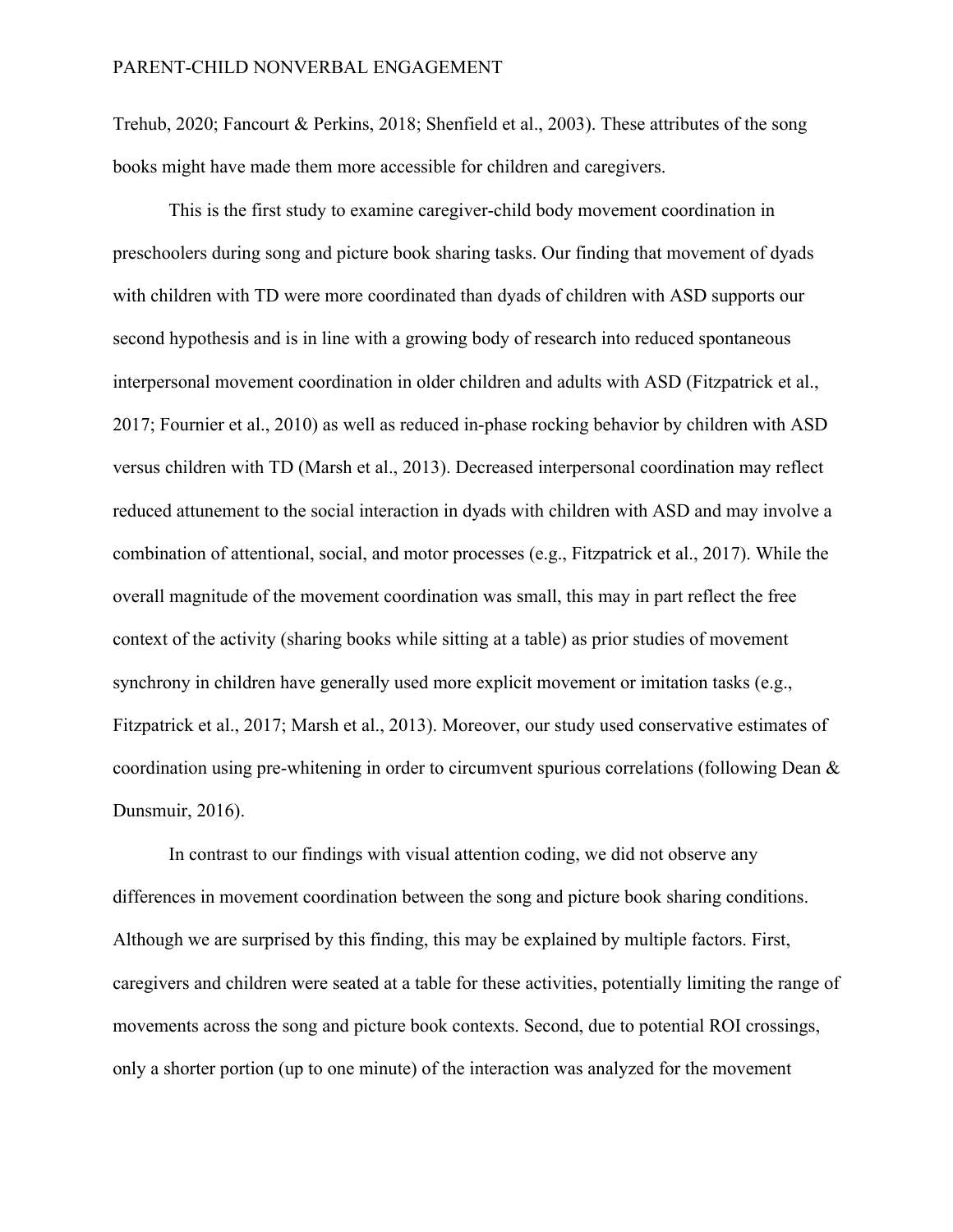Trehub, 2020; Fancourt & Perkins, 2018; Shenfield et al., 2003). These attributes of the song books might have made them more accessible for children and caregivers.

This is the first study to examine caregiver-child body movement coordination in preschoolers during song and picture book sharing tasks. Our finding that movement of dyads with children with TD were more coordinated than dyads of children with ASD supports our second hypothesis and is in line with a growing body of research into reduced spontaneous interpersonal movement coordination in older children and adults with ASD (Fitzpatrick et al., 2017; Fournier et al., 2010) as well as reduced in-phase rocking behavior by children with ASD versus children with TD (Marsh et al., 2013). Decreased interpersonal coordination may reflect reduced attunement to the social interaction in dyads with children with ASD and may involve a combination of attentional, social, and motor processes (e.g., Fitzpatrick et al., 2017). While the overall magnitude of the movement coordination was small, this may in part reflect the free context of the activity (sharing books while sitting at a table) as prior studies of movement synchrony in children have generally used more explicit movement or imitation tasks (e.g., Fitzpatrick et al., 2017; Marsh et al., 2013). Moreover, our study used conservative estimates of coordination using pre-whitening in order to circumvent spurious correlations (following Dean & Dunsmuir, 2016).

In contrast to our findings with visual attention coding, we did not observe any differences in movement coordination between the song and picture book sharing conditions. Although we are surprised by this finding, this may be explained by multiple factors. First, caregivers and children were seated at a table for these activities, potentially limiting the range of movements across the song and picture book contexts. Second, due to potential ROI crossings, only a shorter portion (up to one minute) of the interaction was analyzed for the movement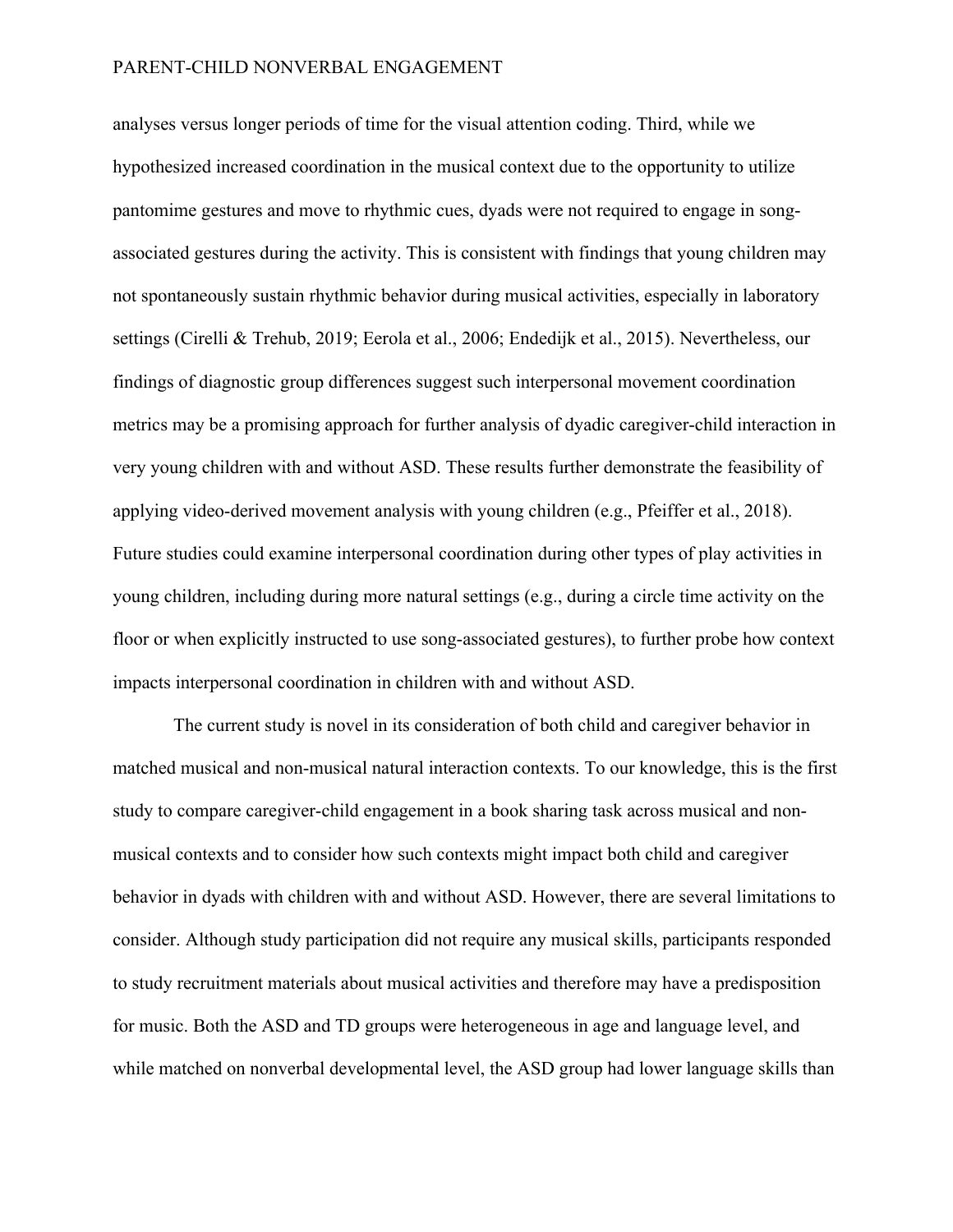analyses versus longer periods of time for the visual attention coding. Third, while we hypothesized increased coordination in the musical context due to the opportunity to utilize pantomime gestures and move to rhythmic cues, dyads were not required to engage in song-associated gestures during the activity. This is consistent with findings that young children may not spontaneously sustain rhythmic behavior during musical activities, especially in laboratory settings (Cirelli & Trehub, 2019; Eerola et al., 2006; Endedijk et al., 2015). Nevertheless, our findings of diagnostic group differences suggest such interpersonal movement coordination metrics may be a promising approach for further analysis of dyadic caregiver-child interaction in very young children with and without ASD. These results further demonstrate the feasibility of applying video-derived movement analysis with young children (e.g., Pfeiffer et al., 2018). Future studies could examine interpersonal coordination during other types of play activities in young children, including during more natural settings (e.g., during a circle time activity on the floor or when explicitly instructed to use song-associated gestures), to further probe how context impacts interpersonal coordination in children with and without ASD.

The current study is novel in its consideration of both child and caregiver behavior in matched musical and non-musical natural interaction contexts. To our knowledge, this is the first study to compare caregiver-child engagement in a book sharing task across musical and non-musical contexts and to consider how such contexts might impact both child and caregiver behavior in dyads with children with and without ASD. However, there are several limitations to consider. Although study participation did not require any musical skills, participants responded to study recruitment materials about musical activities and therefore may have a predisposition for music. Both the ASD and TD groups were heterogeneous in age and language level, and while matched on nonverbal developmental level, the ASD group had lower language skills than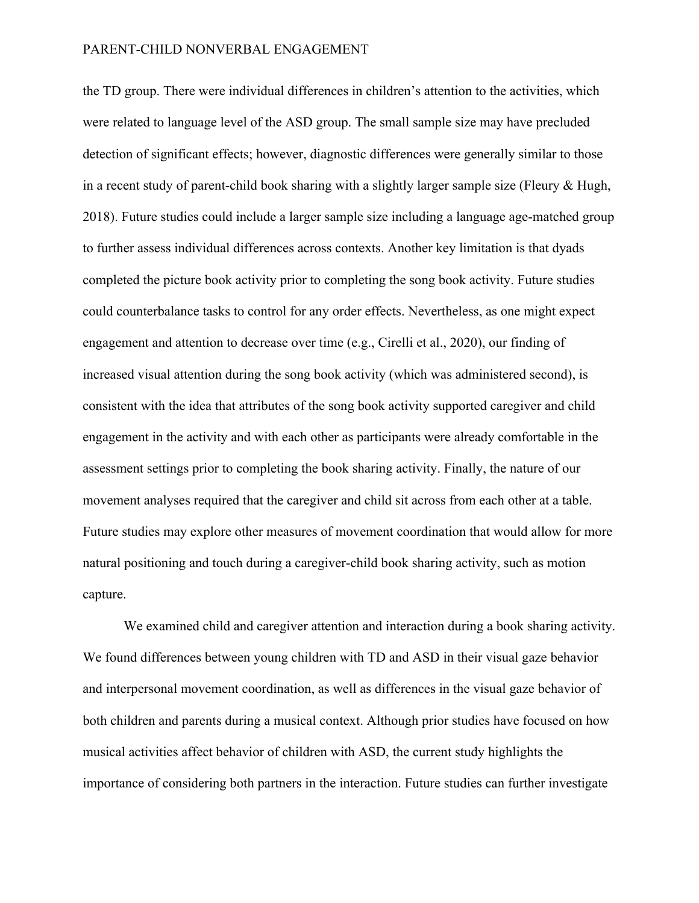the TD group. There were individual differences in children's attention to the activities, which were related to language level of the ASD group. The small sample size may have precluded detection of significant effects; however, diagnostic differences were generally similar to those in a recent study of parent-child book sharing with a slightly larger sample size (Fleury & Hugh, 2018). Future studies could include a larger sample size including a language age-matched group to further assess individual differences across contexts. Another key limitation is that dyads completed the picture book activity prior to completing the song book activity. Future studies could counterbalance tasks to control for any order effects. Nevertheless, as one might expect engagement and attention to decrease over time (e.g., Cirelli et al., 2020), our finding of increased visual attention during the song book activity (which was administered second), is consistent with the idea that attributes of the song book activity supported caregiver and child engagement in the activity and with each other as participants were already comfortable in the assessment settings prior to completing the book sharing activity. Finally, the nature of our movement analyses required that the caregiver and child sit across from each other at a table. Future studies may explore other measures of movement coordination that would allow for more natural positioning and touch during a caregiver-child book sharing activity, such as motion capture.

We examined child and caregiver attention and interaction during a book sharing activity. We found differences between young children with TD and ASD in their visual gaze behavior and interpersonal movement coordination, as well as differences in the visual gaze behavior of both children and parents during a musical context. Although prior studies have focused on how musical activities affect behavior of children with ASD, the current study highlights the importance of considering both partners in the interaction. Future studies can further investigate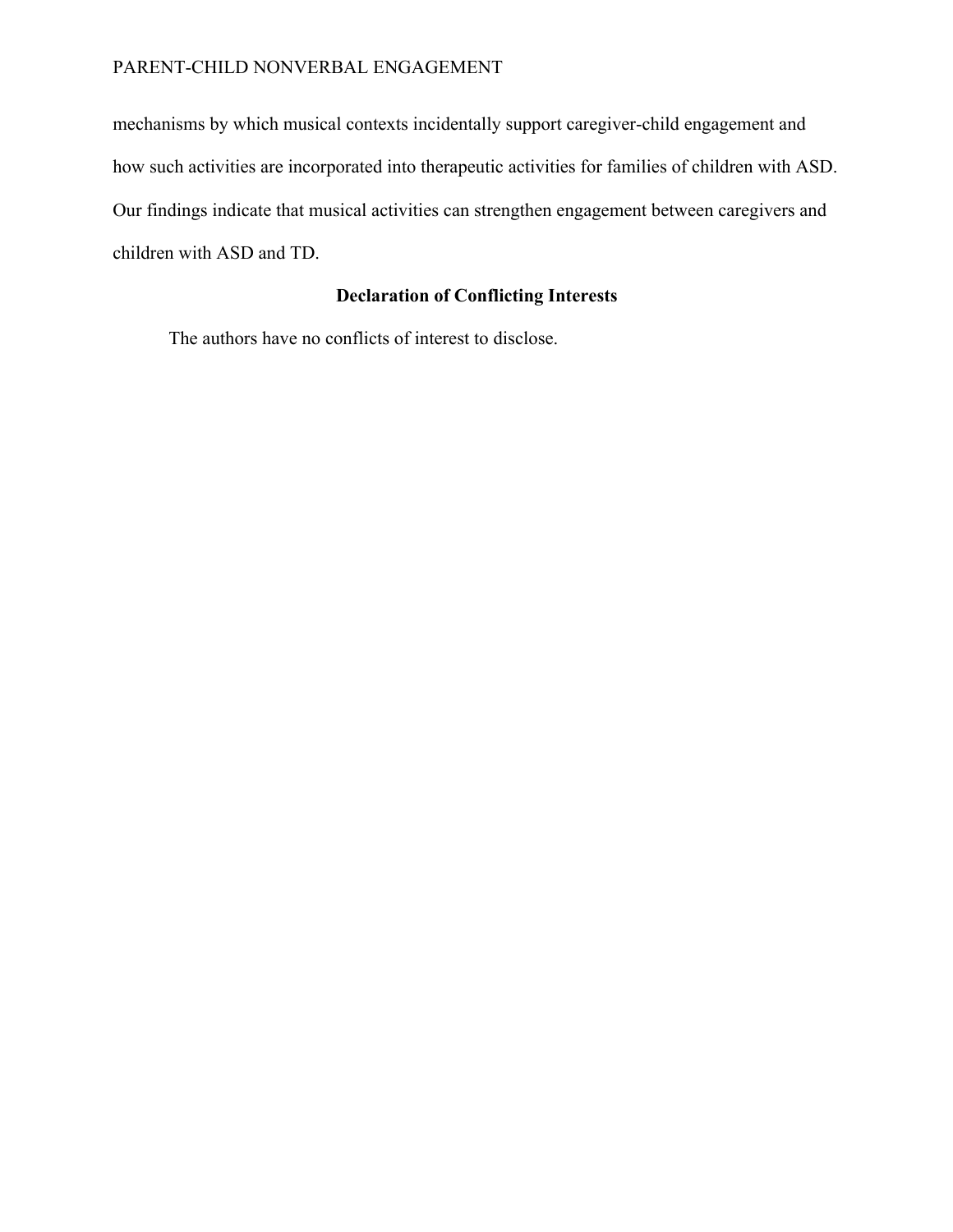mechanisms by which musical contexts incidentally support caregiver-child engagement and how such activities are incorporated into therapeutic activities for families of children with ASD. Our findings indicate that musical activities can strengthen engagement between caregivers and children with ASD and TD.

## Declaration of Conflicting Interests

The authors have no conflicts of interest to disclose.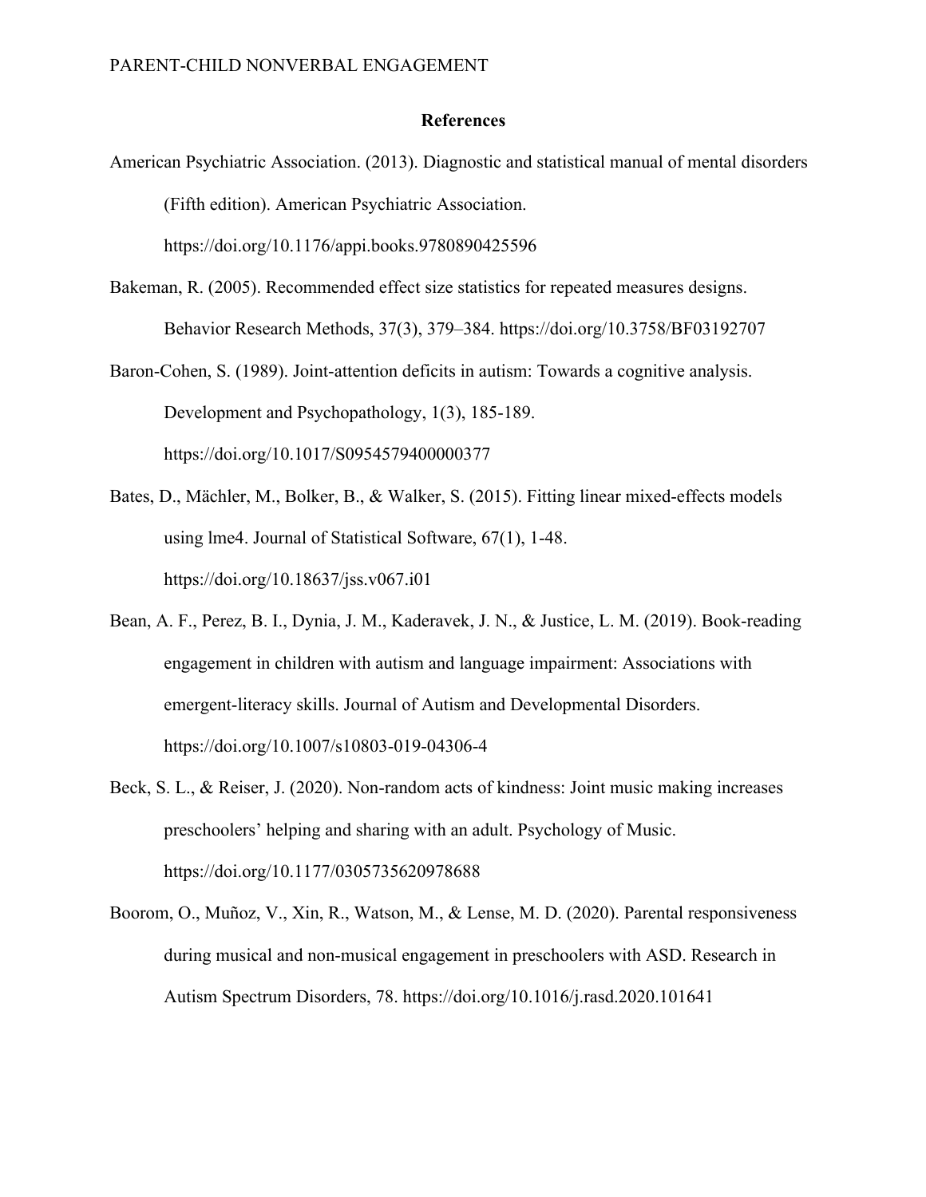# References

American Psychiatric Association. (2013). Diagnostic and statistical manual of mental disorders (Fifth edition). American Psychiatric Association. https://doi.org/10.1176/appi.books.9780890425596

Bakeman, R. (2005). Recommended effect size statistics for repeated measures designs. Behavior Research Methods, 37(3), 379–384. https://doi.org/10.3758/BF03192707

Baron-Cohen, S. (1989). Joint-attention deficits in autism: Towards a cognitive analysis. Development and Psychopathology, 1(3), 185-189. https://doi.org/10.1017/S0954579400000377

Bates, D., Mächler, M., Bolker, B., & Walker, S. (2015). Fitting linear mixed-effects models using lme4. Journal of Statistical Software, 67(1), 1-48. https://doi.org/10.18637/jss.v067.i01

Bean, A. F., Perez, B. I., Dynia, J. M., Kaderavek, J. N., & Justice, L. M. (2019). Book-reading engagement in children with autism and language impairment: Associations with emergent-literacy skills. Journal of Autism and Developmental Disorders. https://doi.org/10.1007/s10803-019-04306-4

Beck, S. L., & Reiser, J. (2020). Non-random acts of kindness: Joint music making increases preschoolers' helping and sharing with an adult. Psychology of Music. https://doi.org/10.1177/0305735620978688

Boorom, O., Muñoz, V., Xin, R., Watson, M., & Lense, M. D. (2020). Parental responsiveness during musical and non-musical engagement in preschoolers with ASD. Research in Autism Spectrum Disorders, 78. https://doi.org/10.1016/j.rasd.2020.101641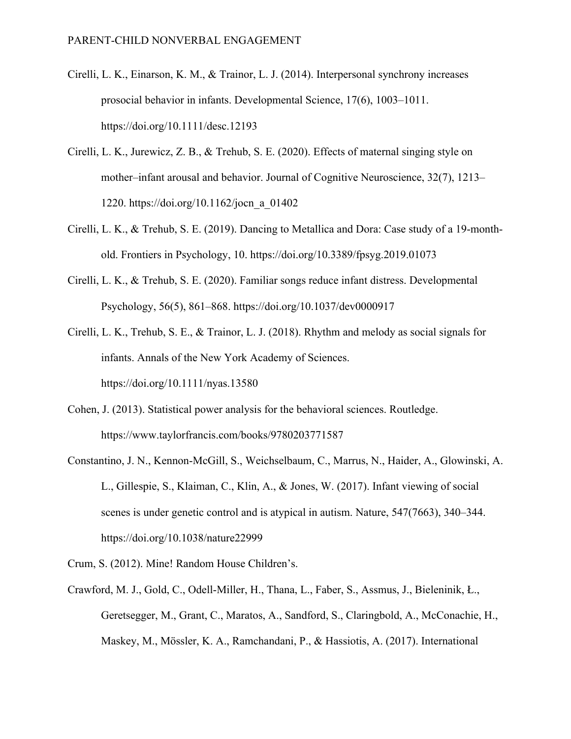Cirelli, L. K., Einarson, K. M., & Trainor, L. J. (2014). Interpersonal synchrony increases prosocial behavior in infants. Developmental Science, 17(6), 1003–1011. https://doi.org/10.1111/desc.12193

Cirelli, L. K., Jurewicz, Z. B., & Trehub, S. E. (2020). Effects of maternal singing style on mother–infant arousal and behavior. Journal of Cognitive Neuroscience, 32(7), 1213–1220. https://doi.org/10.1162/jocn_a_01402

Cirelli, L. K., & Trehub, S. E. (2019). Dancing to Metallica and Dora: Case study of a 19-month-old. Frontiers in Psychology, 10. https://doi.org/10.3389/fpsyg.2019.01073

Cirelli, L. K., & Trehub, S. E. (2020). Familiar songs reduce infant distress. Developmental Psychology, 56(5), 861–868. https://doi.org/10.1037/dev0000917

Cirelli, L. K., Trehub, S. E., & Trainor, L. J. (2018). Rhythm and melody as social signals for infants. Annals of the New York Academy of Sciences. https://doi.org/10.1111/nyas.13580

Cohen, J. (2013). Statistical power analysis for the behavioral sciences. Routledge. https://www.taylorfrancis.com/books/9780203771587

Constantino, J. N., Kennon-McGill, S., Weichselbaum, C., Marrus, N., Haider, A., Glowinski, A. L., Gillespie, S., Klaiman, C., Klin, A., & Jones, W. (2017). Infant viewing of social scenes is under genetic control and is atypical in autism. Nature, 547(7663), 340–344. https://doi.org/10.1038/nature22999

Crum, S. (2012). Mine! Random House Children's.

Crawford, M. J., Gold, C., Odell-Miller, H., Thana, L., Faber, S., Assmus, J., Bieleninik, Ł., Geretsegger, M., Grant, C., Maratos, A., Sandford, S., Claringbold, A., McConachie, H., Maskey, M., Mössler, K. A., Ramchandani, P., & Hassiotis, A. (2017). International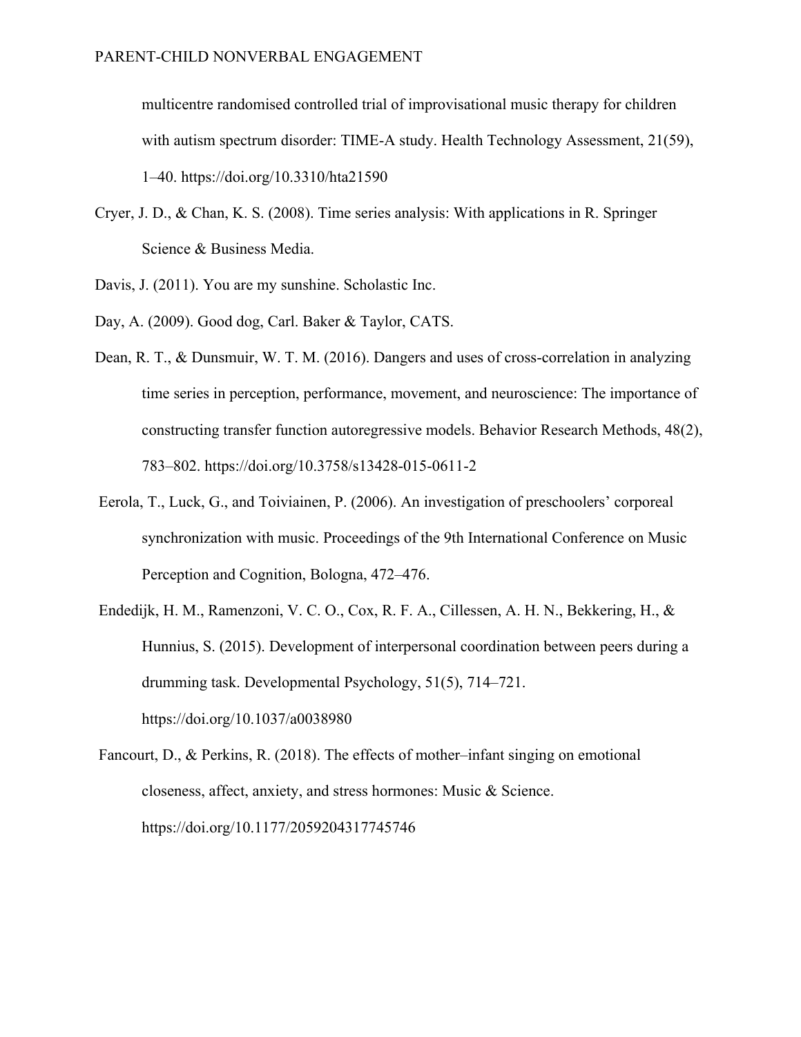multicentre randomised controlled trial of improvisational music therapy for children with autism spectrum disorder: TIME-A study. Health Technology Assessment, 21(59), 1–40. https://doi.org/10.3310/hta21590

Cryer, J. D., & Chan, K. S. (2008). Time series analysis: With applications in R. Springer Science & Business Media.

Davis, J. (2011). You are my sunshine. Scholastic Inc.

Day, A. (2009). Good dog, Carl. Baker & Taylor, CATS.

Dean, R. T., & Dunsmuir, W. T. M. (2016). Dangers and uses of cross-correlation in analyzing time series in perception, performance, movement, and neuroscience: The importance of constructing transfer function autoregressive models. Behavior Research Methods, 48(2), 783–802. https://doi.org/10.3758/s13428-015-0611-2

Eerola, T., Luck, G., and Toiviainen, P. (2006). An investigation of preschoolers' corporeal synchronization with music. Proceedings of the 9th International Conference on Music Perception and Cognition, Bologna, 472–476.

Endedijk, H. M., Ramenzoni, V. C. O., Cox, R. F. A., Cillessen, A. H. N., Bekkering, H., & Hunnius, S. (2015). Development of interpersonal coordination between peers during a drumming task. Developmental Psychology, 51(5), 714–721. https://doi.org/10.1037/a0038980

Fancourt, D., & Perkins, R. (2018). The effects of mother–infant singing on emotional closeness, affect, anxiety, and stress hormones: Music & Science. https://doi.org/10.1177/2059204317745746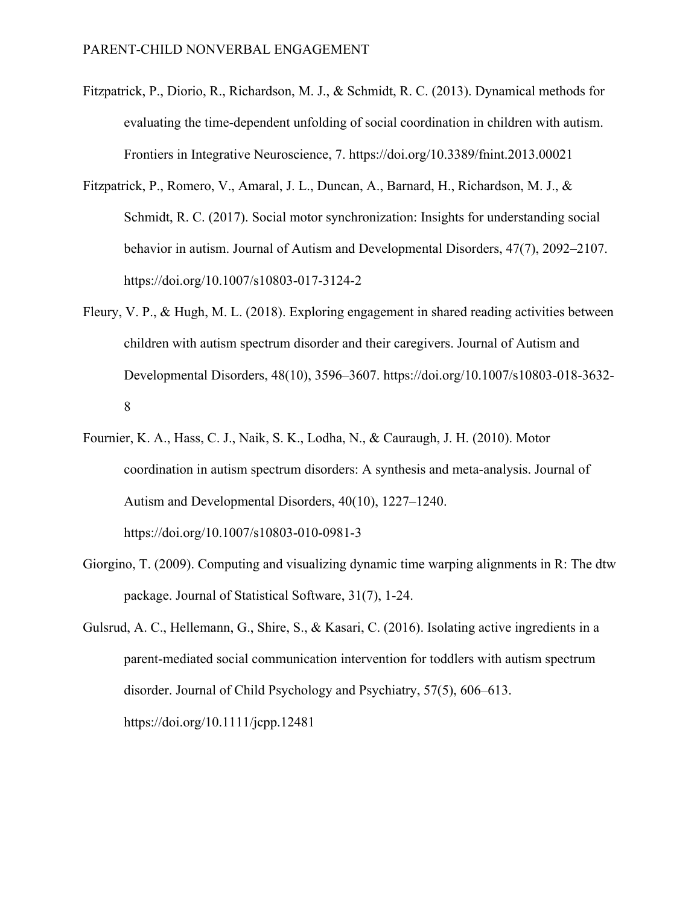Fitzpatrick, P., Diorio, R., Richardson, M. J., & Schmidt, R. C. (2013). Dynamical methods for evaluating the time-dependent unfolding of social coordination in children with autism. Frontiers in Integrative Neuroscience, 7. https://doi.org/10.3389/fnint.2013.00021

Fitzpatrick, P., Romero, V., Amaral, J. L., Duncan, A., Barnard, H., Richardson, M. J., & Schmidt, R. C. (2017). Social motor synchronization: Insights for understanding social behavior in autism. Journal of Autism and Developmental Disorders, 47(7), 2092–2107. https://doi.org/10.1007/s10803-017-3124-2

Fleury, V. P., & Hugh, M. L. (2018). Exploring engagement in shared reading activities between children with autism spectrum disorder and their caregivers. Journal of Autism and Developmental Disorders, 48(10), 3596–3607. https://doi.org/10.1007/s10803-018-3632-8

Fournier, K. A., Hass, C. J., Naik, S. K., Lodha, N., & Cauraugh, J. H. (2010). Motor coordination in autism spectrum disorders: A synthesis and meta-analysis. Journal of Autism and Developmental Disorders, 40(10), 1227–1240. https://doi.org/10.1007/s10803-010-0981-3

Giorgino, T. (2009). Computing and visualizing dynamic time warping alignments in R: The dtw package. Journal of Statistical Software, 31(7), 1-24.

Gulsrud, A. C., Hellemann, G., Shire, S., & Kasari, C. (2016). Isolating active ingredients in a parent-mediated social communication intervention for toddlers with autism spectrum disorder. Journal of Child Psychology and Psychiatry, 57(5), 606–613. https://doi.org/10.1111/jcpp.12481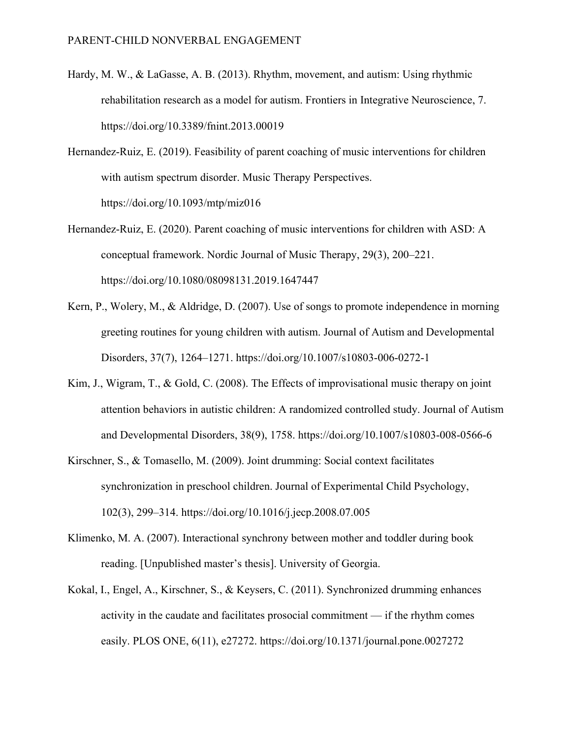Hardy, M. W., & LaGasse, A. B. (2013). Rhythm, movement, and autism: Using rhythmic rehabilitation research as a model for autism. Frontiers in Integrative Neuroscience, 7. https://doi.org/10.3389/fnint.2013.00019

Hernandez-Ruiz, E. (2019). Feasibility of parent coaching of music interventions for children with autism spectrum disorder. Music Therapy Perspectives. https://doi.org/10.1093/mtp/miz016

Hernandez-Ruiz, E. (2020). Parent coaching of music interventions for children with ASD: A conceptual framework. Nordic Journal of Music Therapy, 29(3), 200–221. https://doi.org/10.1080/08098131.2019.1647447

Kern, P., Wolery, M., & Aldridge, D. (2007). Use of songs to promote independence in morning greeting routines for young children with autism. Journal of Autism and Developmental Disorders, 37(7), 1264–1271. https://doi.org/10.1007/s10803-006-0272-1

Kim, J., Wigram, T., & Gold, C. (2008). The Effects of improvisational music therapy on joint attention behaviors in autistic children: A randomized controlled study. Journal of Autism and Developmental Disorders, 38(9), 1758. https://doi.org/10.1007/s10803-008-0566-6

Kirschner, S., & Tomasello, M. (2009). Joint drumming: Social context facilitates synchronization in preschool children. Journal of Experimental Child Psychology, 102(3), 299–314. https://doi.org/10.1016/j.jecp.2008.07.005

Klimenko, M. A. (2007). Interactional synchrony between mother and toddler during book reading. [Unpublished master's thesis]. University of Georgia.

Kokal, I., Engel, A., Kirschner, S., & Keysers, C. (2011). Synchronized drumming enhances activity in the caudate and facilitates prosocial commitment — if the rhythm comes easily. PLOS ONE, 6(11), e27272. https://doi.org/10.1371/journal.pone.0027272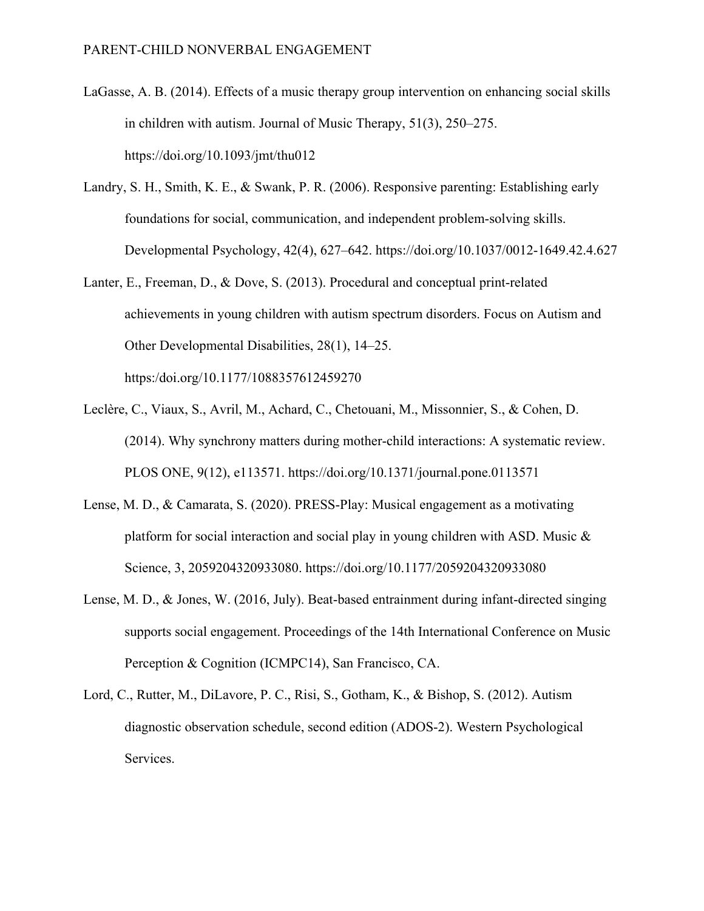LaGasse, A. B. (2014). Effects of a music therapy group intervention on enhancing social skills in children with autism. Journal of Music Therapy, 51(3), 250–275. https://doi.org/10.1093/jmt/thu012

Landry, S. H., Smith, K. E., & Swank, P. R. (2006). Responsive parenting: Establishing early foundations for social, communication, and independent problem-solving skills. Developmental Psychology, 42(4), 627–642. https://doi.org/10.1037/0012-1649.42.4.627

Lanter, E., Freeman, D., & Dove, S. (2013). Procedural and conceptual print-related achievements in young children with autism spectrum disorders. Focus on Autism and Other Developmental Disabilities, 28(1), 14–25. https:/doi.org/10.1177/1088357612459270

Leclère, C., Viaux, S., Avril, M., Achard, C., Chetouani, M., Missonnier, S., & Cohen, D. (2014). Why synchrony matters during mother-child interactions: A systematic review. PLOS ONE, 9(12), e113571. https://doi.org/10.1371/journal.pone.0113571

Lense, M. D., & Camarata, S. (2020). PRESS-Play: Musical engagement as a motivating platform for social interaction and social play in young children with ASD. Music & Science, 3, 2059204320933080. https://doi.org/10.1177/2059204320933080

Lense, M. D., & Jones, W. (2016, July). Beat-based entrainment during infant-directed singing supports social engagement. Proceedings of the 14th International Conference on Music Perception & Cognition (ICMPC14), San Francisco, CA.

Lord, C., Rutter, M., DiLavore, P. C., Risi, S., Gotham, K., & Bishop, S. (2012). Autism diagnostic observation schedule, second edition (ADOS-2). Western Psychological Services.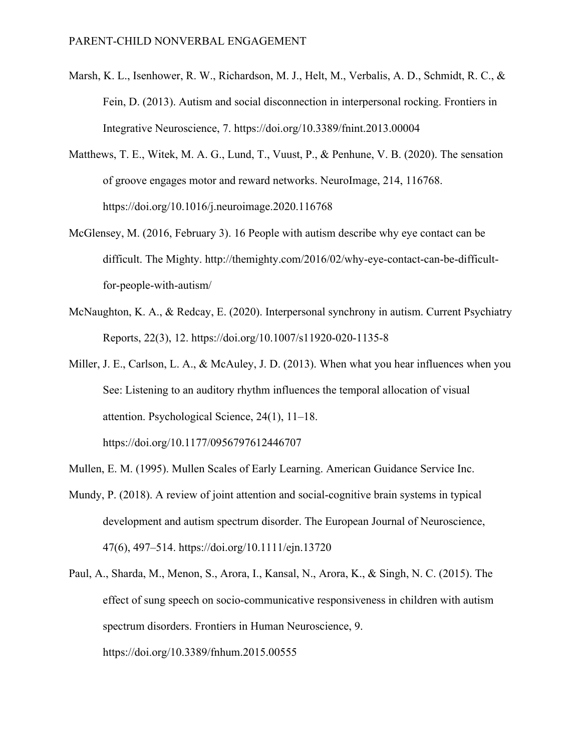Marsh, K. L., Isenhower, R. W., Richardson, M. J., Helt, M., Verbalis, A. D., Schmidt, R. C., & Fein, D. (2013). Autism and social disconnection in interpersonal rocking. Frontiers in Integrative Neuroscience, 7. https://doi.org/10.3389/fnint.2013.00004

Matthews, T. E., Witek, M. A. G., Lund, T., Vuust, P., & Penhune, V. B. (2020). The sensation of groove engages motor and reward networks. NeuroImage, 214, 116768. https://doi.org/10.1016/j.neuroimage.2020.116768

McGlensey, M. (2016, February 3). 16 People with autism describe why eye contact can be difficult. The Mighty. http://themighty.com/2016/02/why-eye-contact-can-be-difficult-for-people-with-autism/

McNaughton, K. A., & Redcay, E. (2020). Interpersonal synchrony in autism. Current Psychiatry Reports, 22(3), 12. https://doi.org/10.1007/s11920-020-1135-8

Miller, J. E., Carlson, L. A., & McAuley, J. D. (2013). When what you hear influences when you See: Listening to an auditory rhythm influences the temporal allocation of visual attention. Psychological Science, 24(1), 11–18. https://doi.org/10.1177/0956797612446707

Mullen, E. M. (1995). Mullen Scales of Early Learning. American Guidance Service Inc.

Mundy, P. (2018). A review of joint attention and social-cognitive brain systems in typical development and autism spectrum disorder. The European Journal of Neuroscience, 47(6), 497–514. https://doi.org/10.1111/ejn.13720

Paul, A., Sharda, M., Menon, S., Arora, I., Kansal, N., Arora, K., & Singh, N. C. (2015). The effect of sung speech on socio-communicative responsiveness in children with autism spectrum disorders. Frontiers in Human Neuroscience, 9. https://doi.org/10.3389/fnhum.2015.00555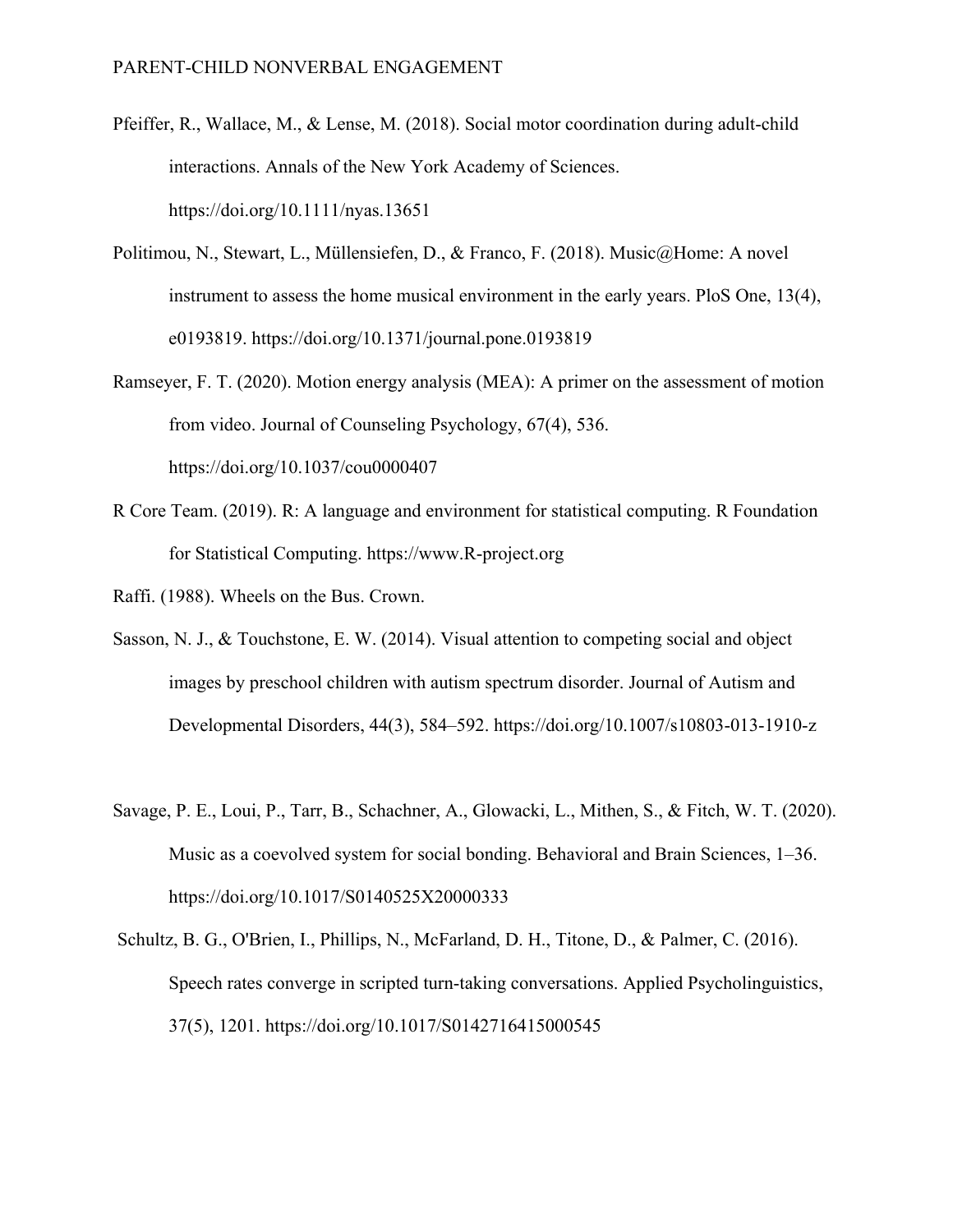Pfeiffer, R., Wallace, M., & Lense, M. (2018). Social motor coordination during adult-child interactions. Annals of the New York Academy of Sciences. https://doi.org/10.1111/nyas.13651

Politimou, N., Stewart, L., Müllensiefen, D., & Franco, F. (2018). Music@Home: A novel instrument to assess the home musical environment in the early years. PloS One, 13(4), e0193819. https://doi.org/10.1371/journal.pone.0193819

Ramseyer, F. T. (2020). Motion energy analysis (MEA): A primer on the assessment of motion from video. Journal of Counseling Psychology, 67(4), 536. https://doi.org/10.1037/cou0000407

R Core Team. (2019). R: A language and environment for statistical computing. R Foundation for Statistical Computing. https://www.R-project.org

Raffi. (1988). Wheels on the Bus. Crown.

Sasson, N. J., & Touchstone, E. W. (2014). Visual attention to competing social and object images by preschool children with autism spectrum disorder. Journal of Autism and Developmental Disorders, 44(3), 584–592. https://doi.org/10.1007/s10803-013-1910-z

Savage, P. E., Loui, P., Tarr, B., Schachner, A., Glowacki, L., Mithen, S., & Fitch, W. T. (2020). Music as a coevolved system for social bonding. Behavioral and Brain Sciences, 1–36. https://doi.org/10.1017/S0140525X20000333

Schultz, B. G., O'Brien, I., Phillips, N., McFarland, D. H., Titone, D., & Palmer, C. (2016). Speech rates converge in scripted turn-taking conversations. Applied Psycholinguistics, 37(5), 1201. https://doi.org/10.1017/S0142716415000545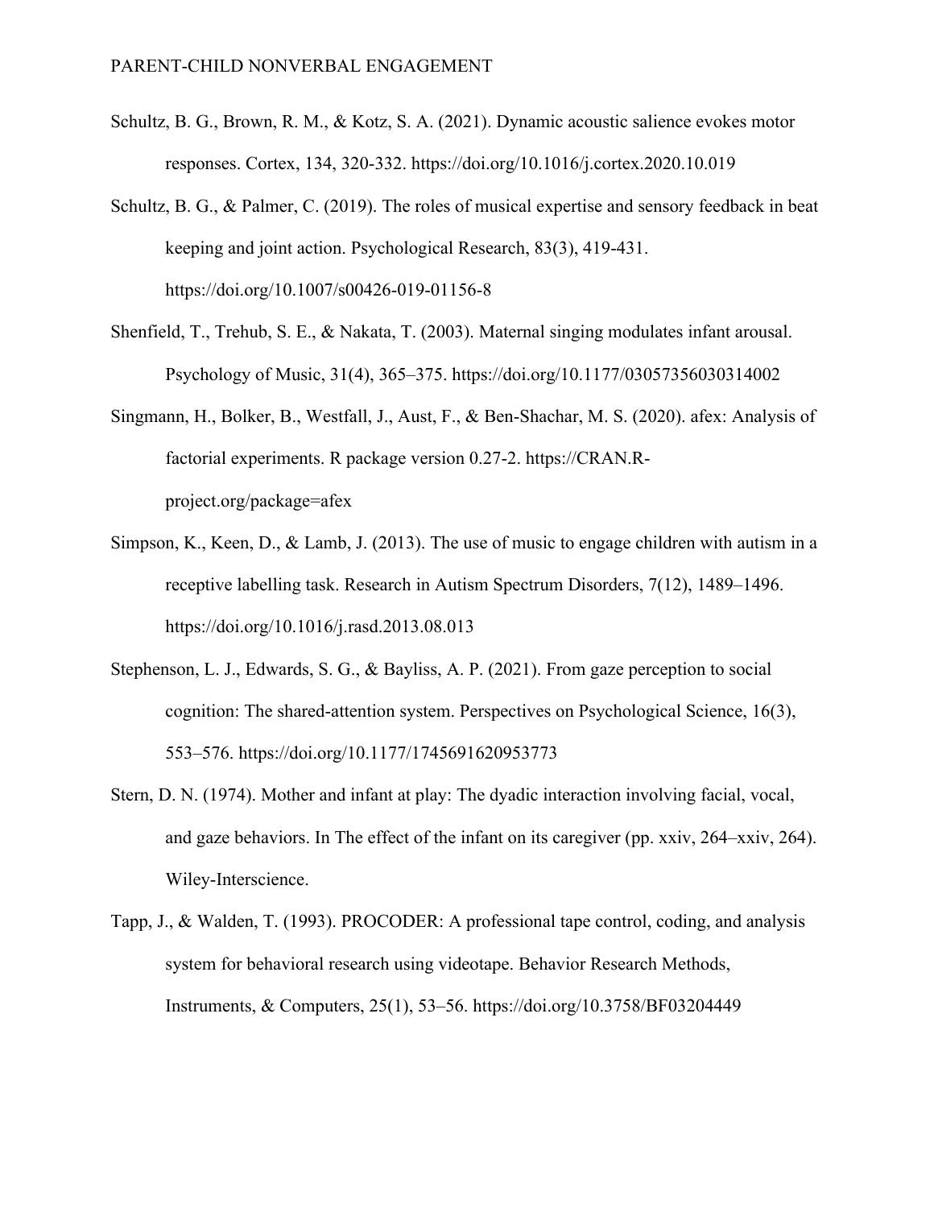Schultz, B. G., Brown, R. M., & Kotz, S. A. (2021). Dynamic acoustic salience evokes motor responses. Cortex, 134, 320-332. https://doi.org/10.1016/j.cortex.2020.10.019

Schultz, B. G., & Palmer, C. (2019). The roles of musical expertise and sensory feedback in beat keeping and joint action. Psychological Research, 83(3), 419-431. https://doi.org/10.1007/s00426-019-01156-8

Shenfield, T., Trehub, S. E., & Nakata, T. (2003). Maternal singing modulates infant arousal. Psychology of Music, 31(4), 365–375. https://doi.org/10.1177/03057356030314002

Singmann, H., Bolker, B., Westfall, J., Aust, F., & Ben-Shachar, M. S. (2020). afex: Analysis of factorial experiments. R package version 0.27-2. https://CRAN.R-project.org/package=afex

Simpson, K., Keen, D., & Lamb, J. (2013). The use of music to engage children with autism in a receptive labelling task. Research in Autism Spectrum Disorders, 7(12), 1489–1496. https://doi.org/10.1016/j.rasd.2013.08.013

Stephenson, L. J., Edwards, S. G., & Bayliss, A. P. (2021). From gaze perception to social cognition: The shared-attention system. Perspectives on Psychological Science, 16(3), 553–576. https://doi.org/10.1177/1745691620953773

Stern, D. N. (1974). Mother and infant at play: The dyadic interaction involving facial, vocal, and gaze behaviors. In The effect of the infant on its caregiver (pp. xxiv, 264–xxiv, 264). Wiley-Interscience.

Tapp, J., & Walden, T. (1993). PROCODER: A professional tape control, coding, and analysis system for behavioral research using videotape. Behavior Research Methods, Instruments, & Computers, 25(1), 53–56. https://doi.org/10.3758/BF03204449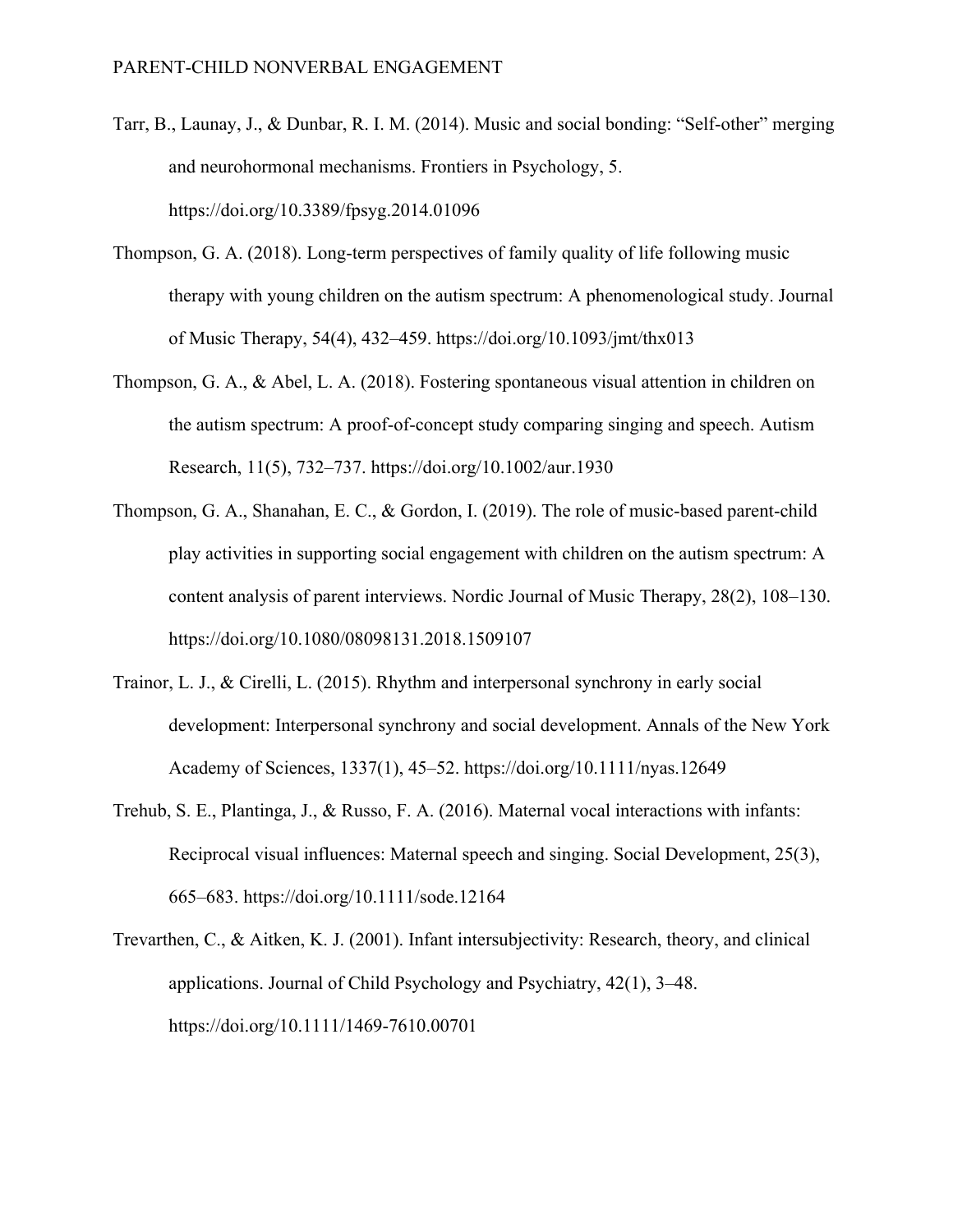Tarr, B., Launay, J., & Dunbar, R. I. M. (2014). Music and social bonding: "Self-other" merging and neurohormonal mechanisms. Frontiers in Psychology, 5. https://doi.org/10.3389/fpsyg.2014.01096

Thompson, G. A. (2018). Long-term perspectives of family quality of life following music therapy with young children on the autism spectrum: A phenomenological study. Journal of Music Therapy, 54(4), 432–459. https://doi.org/10.1093/jmt/thx013

Thompson, G. A., & Abel, L. A. (2018). Fostering spontaneous visual attention in children on the autism spectrum: A proof-of-concept study comparing singing and speech. Autism Research, 11(5), 732–737. https://doi.org/10.1002/aur.1930

Thompson, G. A., Shanahan, E. C., & Gordon, I. (2019). The role of music-based parent-child play activities in supporting social engagement with children on the autism spectrum: A content analysis of parent interviews. Nordic Journal of Music Therapy, 28(2), 108–130. https://doi.org/10.1080/08098131.2018.1509107

Trainor, L. J., & Cirelli, L. (2015). Rhythm and interpersonal synchrony in early social development: Interpersonal synchrony and social development. Annals of the New York Academy of Sciences, 1337(1), 45–52. https://doi.org/10.1111/nyas.12649

Trehub, S. E., Plantinga, J., & Russo, F. A. (2016). Maternal vocal interactions with infants: Reciprocal visual influences: Maternal speech and singing. Social Development, 25(3), 665–683. https://doi.org/10.1111/sode.12164

Trevarthen, C., & Aitken, K. J. (2001). Infant intersubjectivity: Research, theory, and clinical applications. Journal of Child Psychology and Psychiatry, 42(1), 3–48. https://doi.org/10.1111/1469-7610.00701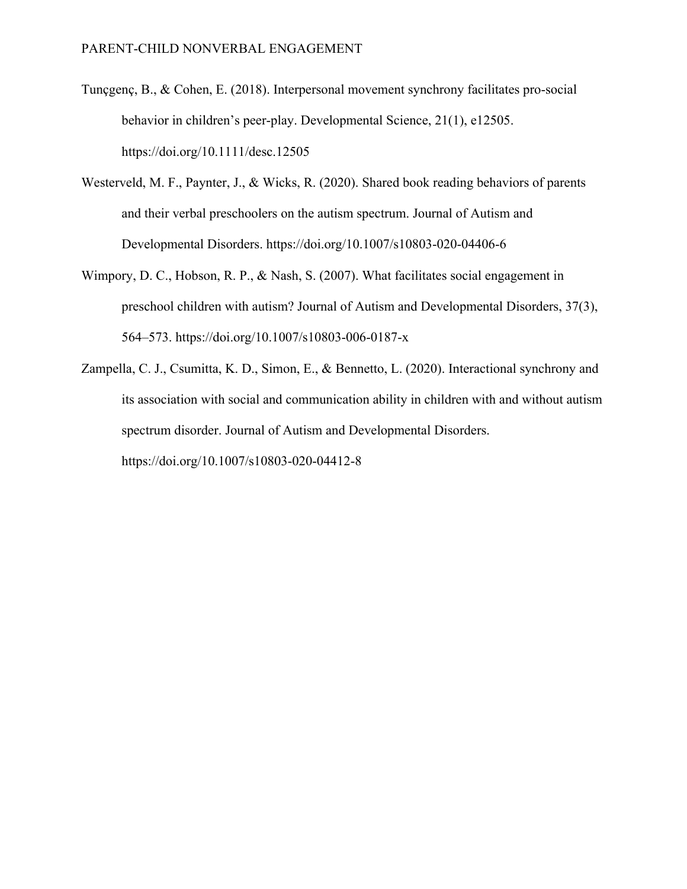Tunçgenç, B., & Cohen, E. (2018). Interpersonal movement synchrony facilitates pro-social behavior in children's peer-play. Developmental Science, 21(1), e12505. https://doi.org/10.1111/desc.12505

Westerveld, M. F., Paynter, J., & Wicks, R. (2020). Shared book reading behaviors of parents and their verbal preschoolers on the autism spectrum. Journal of Autism and Developmental Disorders. https://doi.org/10.1007/s10803-020-04406-6

Wimpory, D. C., Hobson, R. P., & Nash, S. (2007). What facilitates social engagement in preschool children with autism? Journal of Autism and Developmental Disorders, 37(3), 564–573. https://doi.org/10.1007/s10803-006-0187-x

Zampella, C. J., Csumitta, K. D., Simon, E., & Bennetto, L. (2020). Interactional synchrony and its association with social and communication ability in children with and without autism spectrum disorder. Journal of Autism and Developmental Disorders. https://doi.org/10.1007/s10803-020-04412-8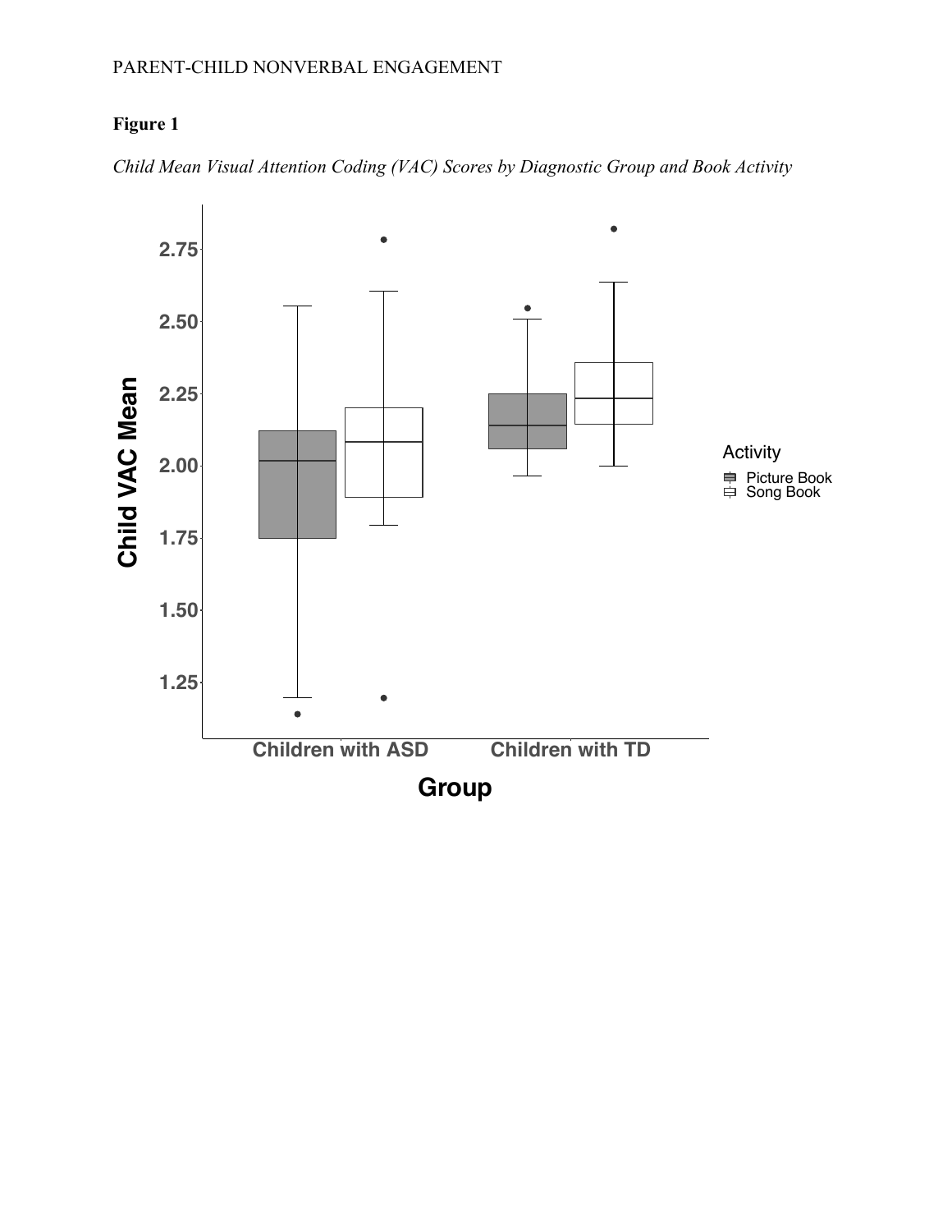**Figure 1**

*Child Mean Visual Attention Coding (VAC) Scores by Diagnostic Group and Book Activity*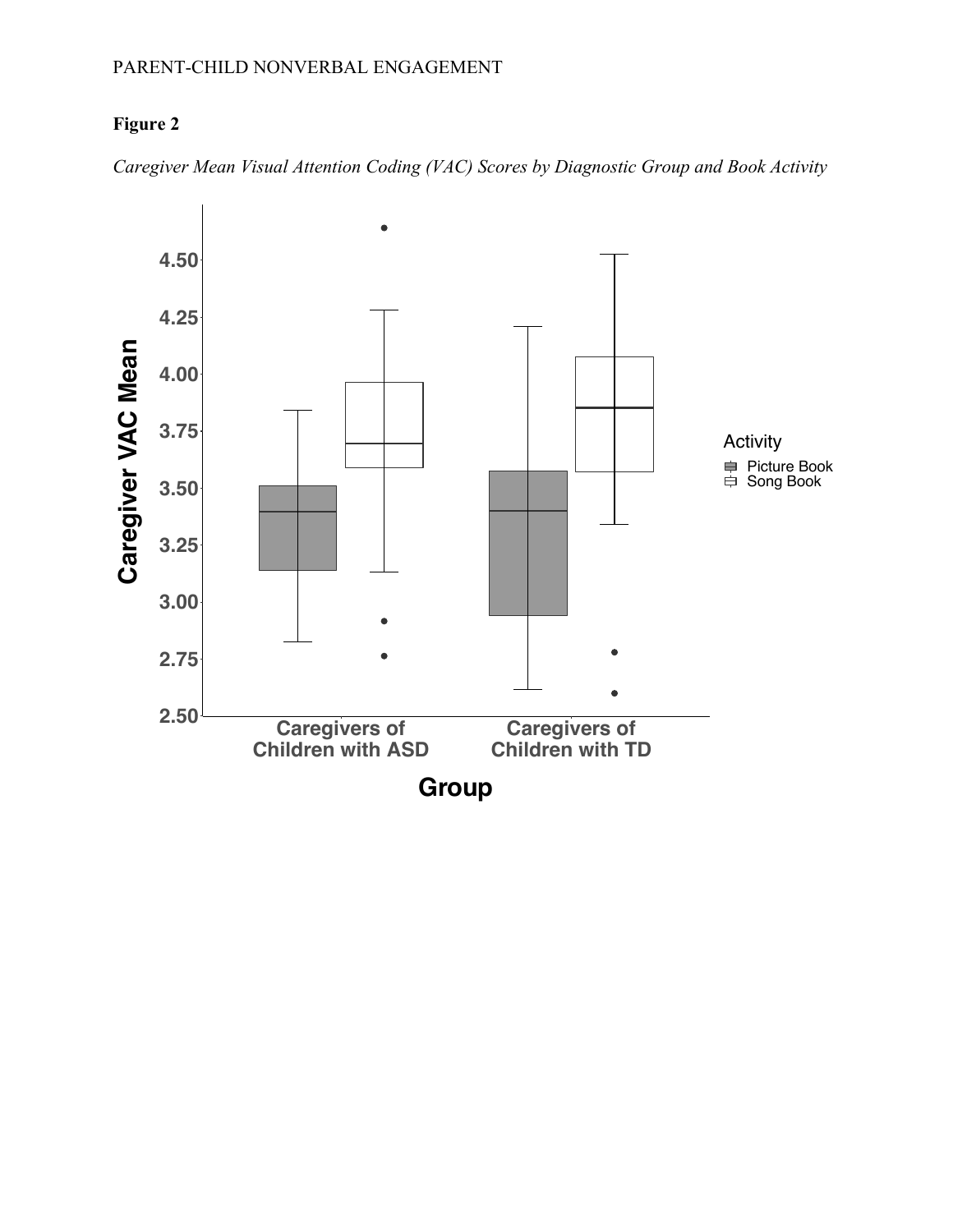**Figure 2**

*Caregiver Mean Visual Attention Coding (VAC) Scores by Diagnostic Group and Book Activity*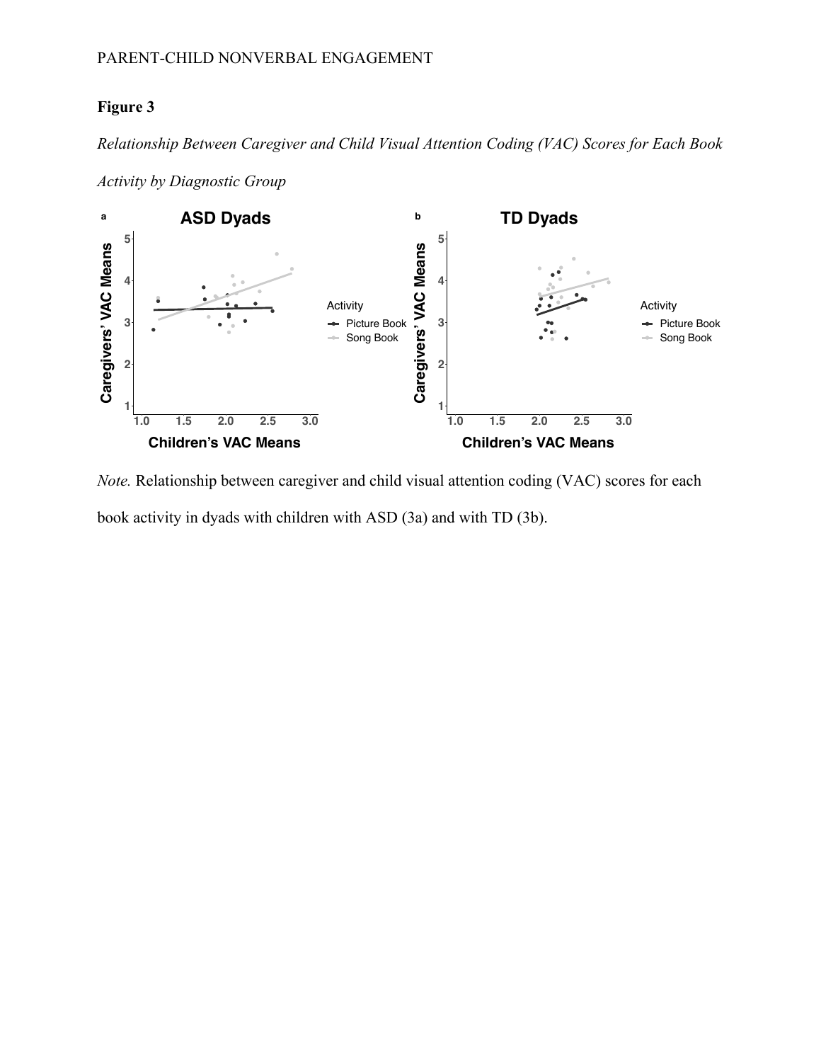**Figure 3**

*Relationship Between Caregiver and Child Visual Attention Coding (VAC) Scores for Each Book Activity by Diagnostic Group*

*Note.* Relationship between caregiver and child visual attention coding (VAC) scores for each book activity in dyads with children with ASD (3a) and with TD (3b).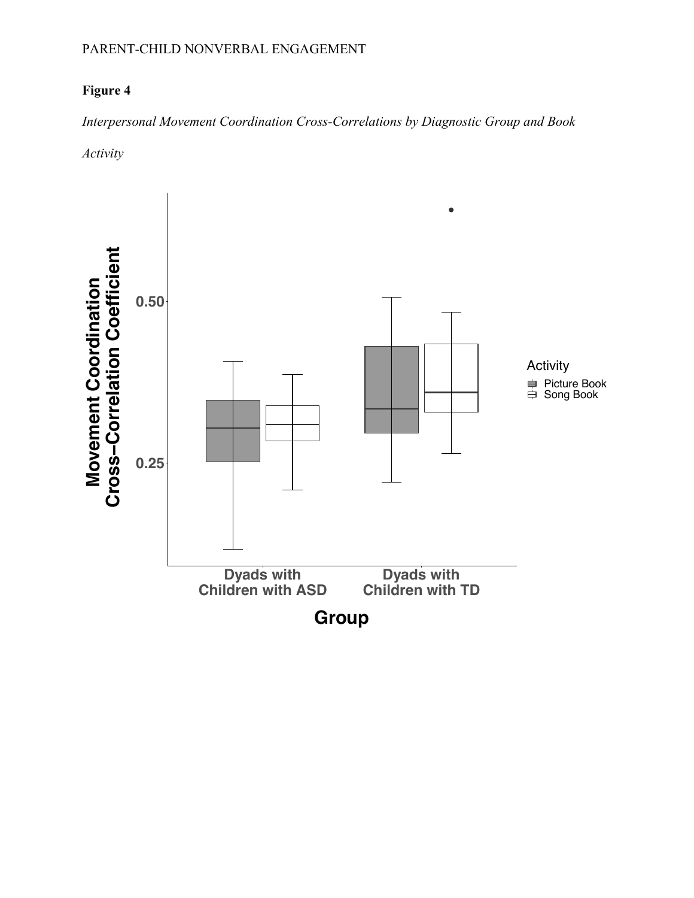**Figure 4**

*Interpersonal Movement Coordination Cross-Correlations by Diagnostic Group and Book Activity*

Movement Coordination Cross–Correlation Coefficient

0.50

0.25

Dyads with Children with ASD

Dyads with Children with TD

Group

Activity

Picture Book

Song Book